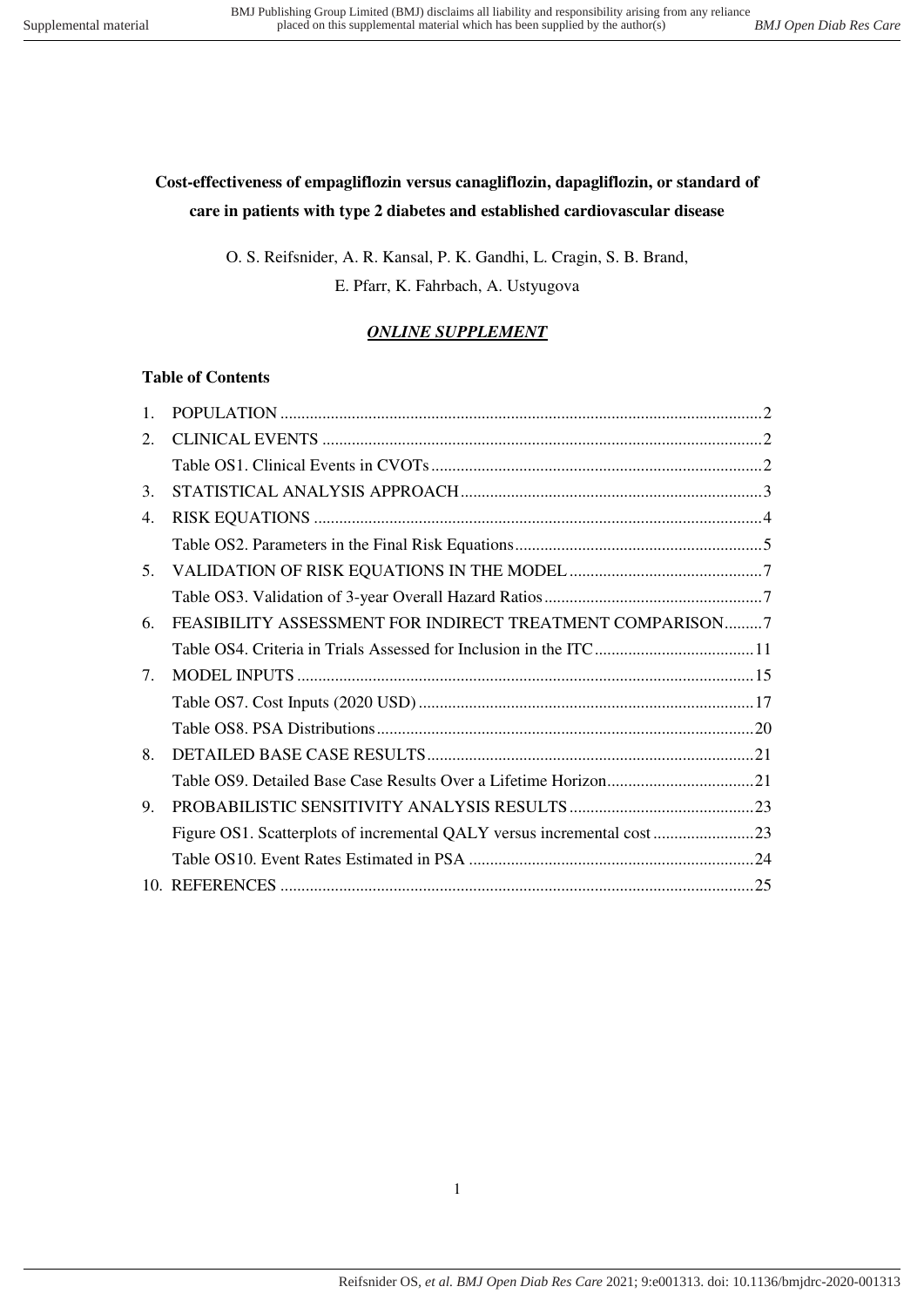# Cost-effectiveness of empagliflozin versus canagliflozin, dapagliflozin, or standard of care in patients with type 2 diabetes and established cardiovascular disease

O. S. Reifsnider, A. R. Kansal, P. K. Gandhi, L. Cragin, S. B. Brand, E. Pfarr, K. Fahrbach, A. Ustyugova

***ONLINE SUPPLEMENT***

## Table of Contents

1. POPULATION .......... 2
2. CLINICAL EVENTS .......... 2
   - Table OS1. Clinical Events in CVOTs .......... 2
3. STATISTICAL ANALYSIS APPROACH .......... 3
4. RISK EQUATIONS .......... 4
   - Table OS2. Parameters in the Final Risk Equations .......... 5
5. VALIDATION OF RISK EQUATIONS IN THE MODEL .......... 7
   - Table OS3. Validation of 3-year Overall Hazard Ratios .......... 7
6. FEASIBILITY ASSESSMENT FOR INDIRECT TREATMENT COMPARISON .......... 7
   - Table OS4. Criteria in Trials Assessed for Inclusion in the ITC .......... 11
7. MODEL INPUTS .......... 15
   - Table OS7. Cost Inputs (2020 USD) .......... 17
   - Table OS8. PSA Distributions .......... 20
8. DETAILED BASE CASE RESULTS .......... 21
   - Table OS9. Detailed Base Case Results Over a Lifetime Horizon .......... 21
9. PROBABILISTIC SENSITIVITY ANALYSIS RESULTS .......... 23
   - Figure OS1. Scatterplots of incremental QALY versus incremental cost .......... 23
   - Table OS10. Event Rates Estimated in PSA .......... 24
10. REFERENCES .......... 25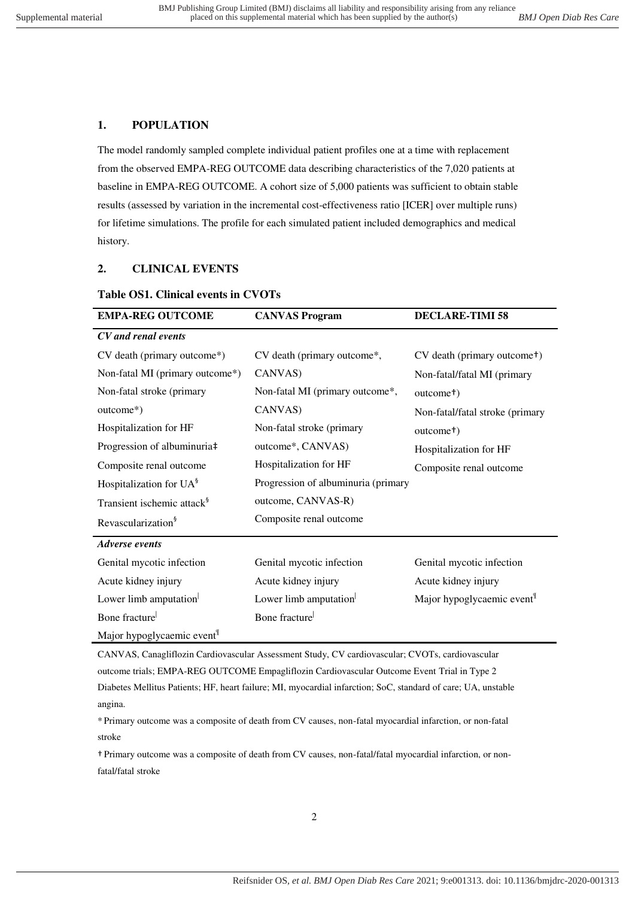## 1. POPULATION

The model randomly sampled complete individual patient profiles one at a time with replacement from the observed EMPA-REG OUTCOME data describing characteristics of the 7,020 patients at baseline in EMPA-REG OUTCOME. A cohort size of 5,000 patients was sufficient to obtain stable results (assessed by variation in the incremental cost-effectiveness ratio [ICER] over multiple runs) for lifetime simulations. The profile for each simulated patient included demographics and medical history.

## 2. CLINICAL EVENTS

**Table OS1. Clinical events in CVOTs**

| EMPA-REG OUTCOME | CANVAS Program | DECLARE-TIMI 58 |
|---|---|---|
| ***CV and renal events*** | | |
| CV death (primary outcome*) | CV death (primary outcome*, CANVAS) | CV death (primary outcome†) |
| Non-fatal MI (primary outcome*) | Non-fatal MI (primary outcome*, CANVAS) | Non-fatal/fatal MI (primary outcome†) |
| Non-fatal stroke (primary outcome*) | Non-fatal stroke (primary outcome*, CANVAS) | Non-fatal/fatal stroke (primary outcome†) |
| Hospitalization for HF | Hospitalization for HF | Hospitalization for HF |
| Progression of albuminuria‡ | Progression of albuminuria (primary outcome, CANVAS-R) | Composite renal outcome |
| Composite renal outcome | Composite renal outcome | |
| Hospitalization for UA§ | | |
| Transient ischemic attack§ | | |
| Revascularization§ | | |
| ***Adverse events*** | | |
| Genital mycotic infection | Genital mycotic infection | Genital mycotic infection |
| Acute kidney injury | Acute kidney injury | Acute kidney injury |
| Lower limb amputation‖ | Lower limb amputation‖ | Major hypoglycaemic event¶ |
| Bone fracture‖ | Bone fracture‖ | |
| Major hypoglycaemic event¶ | | |

CANVAS, Canagliflozin Cardiovascular Assessment Study, CV cardiovascular; CVOTs, cardiovascular outcome trials; EMPA-REG OUTCOME Empagliflozin Cardiovascular Outcome Event Trial in Type 2 Diabetes Mellitus Patients; HF, heart failure; MI, myocardial infarction; SoC, standard of care; UA, unstable angina.

* Primary outcome was a composite of death from CV causes, non-fatal myocardial infarction, or non-fatal stroke

† Primary outcome was a composite of death from CV causes, non-fatal/fatal myocardial infarction, or non-fatal/fatal stroke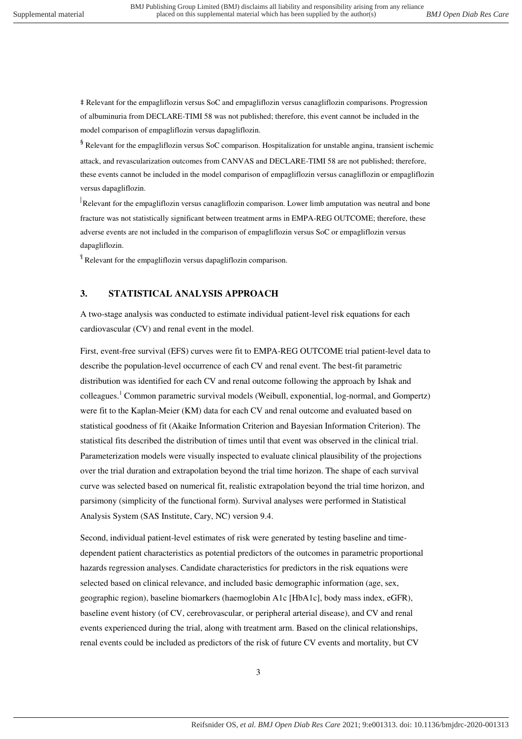‡ Relevant for the empagliflozin versus SoC and empagliflozin versus canagliflozin comparisons. Progression of albuminuria from DECLARE-TIMI 58 was not published; therefore, this event cannot be included in the model comparison of empagliflozin versus dapagliflozin.

§ Relevant for the empagliflozin versus SoC comparison. Hospitalization for unstable angina, transient ischemic attack, and revascularization outcomes from CANVAS and DECLARE-TIMI 58 are not published; therefore, these events cannot be included in the model comparison of empagliflozin versus canagliflozin or empagliflozin versus dapagliflozin.

| Relevant for the empagliflozin versus canagliflozin comparison. Lower limb amputation was neutral and bone fracture was not statistically significant between treatment arms in EMPA-REG OUTCOME; therefore, these adverse events are not included in the comparison of empagliflozin versus SoC or empagliflozin versus dapagliflozin.

¶ Relevant for the empagliflozin versus dapagliflozin comparison.

## 3. STATISTICAL ANALYSIS APPROACH

A two-stage analysis was conducted to estimate individual patient-level risk equations for each cardiovascular (CV) and renal event in the model.

First, event-free survival (EFS) curves were fit to EMPA-REG OUTCOME trial patient-level data to describe the population-level occurrence of each CV and renal event. The best-fit parametric distribution was identified for each CV and renal outcome following the approach by Ishak and colleagues.[1] Common parametric survival models (Weibull, exponential, log-normal, and Gompertz) were fit to the Kaplan-Meier (KM) data for each CV and renal outcome and evaluated based on statistical goodness of fit (Akaike Information Criterion and Bayesian Information Criterion). The statistical fits described the distribution of times until that event was observed in the clinical trial. Parameterization models were visually inspected to evaluate clinical plausibility of the projections over the trial duration and extrapolation beyond the trial time horizon. The shape of each survival curve was selected based on numerical fit, realistic extrapolation beyond the trial time horizon, and parsimony (simplicity of the functional form). Survival analyses were performed in Statistical Analysis System (SAS Institute, Cary, NC) version 9.4.

Second, individual patient-level estimates of risk were generated by testing baseline and time-dependent patient characteristics as potential predictors of the outcomes in parametric proportional hazards regression analyses. Candidate characteristics for predictors in the risk equations were selected based on clinical relevance, and included basic demographic information (age, sex, geographic region), baseline biomarkers (haemoglobin A1c [HbA1c], body mass index, eGFR), baseline event history (of CV, cerebrovascular, or peripheral arterial disease), and CV and renal events experienced during the trial, along with treatment arm. Based on the clinical relationships, renal events could be included as predictors of the risk of future CV events and mortality, but CV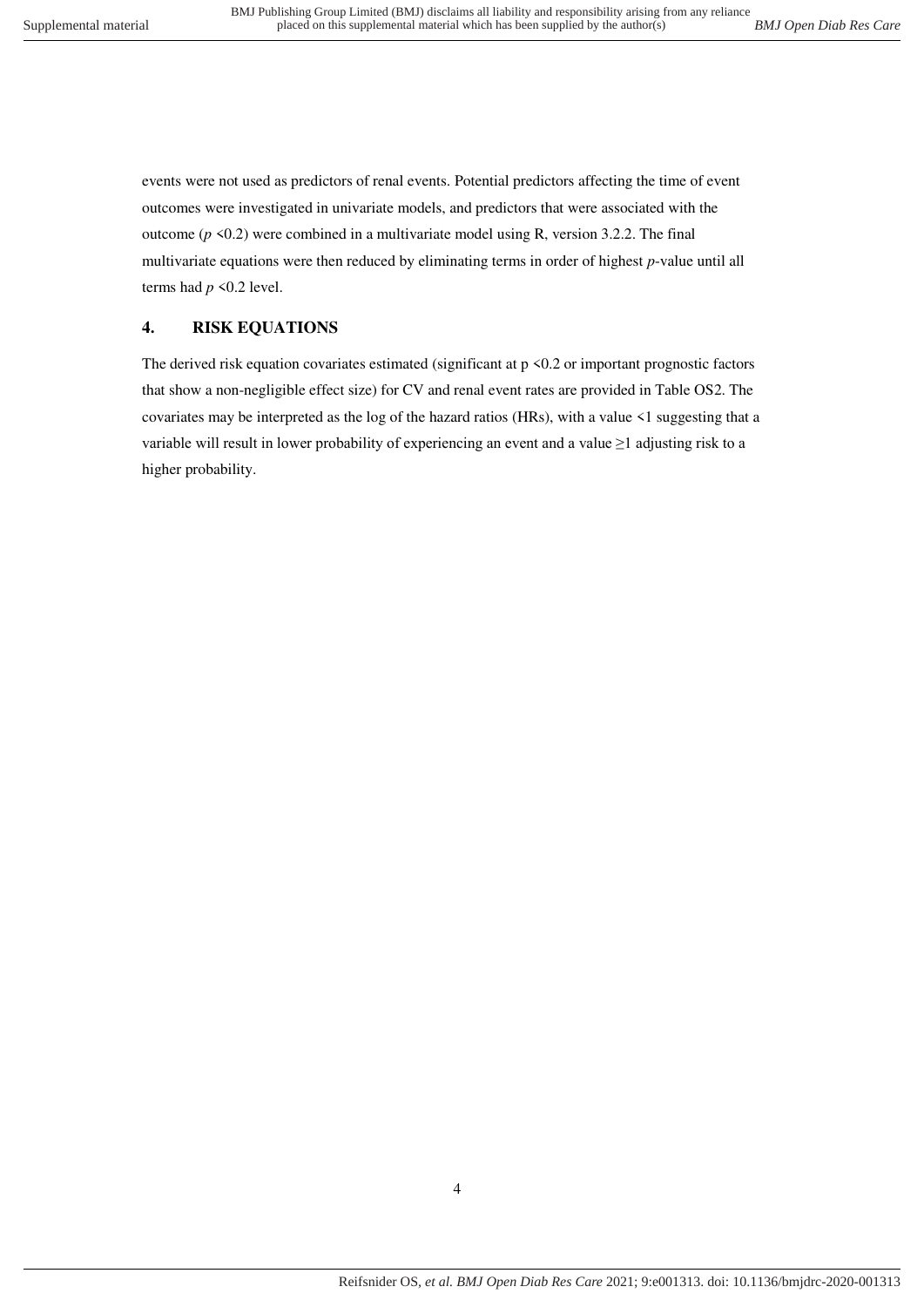events were not used as predictors of renal events. Potential predictors affecting the time of event outcomes were investigated in univariate models, and predictors that were associated with the outcome ($p < 0.2$) were combined in a multivariate model using R, version 3.2.2. The final multivariate equations were then reduced by eliminating terms in order of highest *p*-value until all terms had $p < 0.2$ level.

## 4. RISK EQUATIONS

The derived risk equation covariates estimated (significant at $p < 0.2$ or important prognostic factors that show a non-negligible effect size) for CV and renal event rates are provided in Table OS2. The covariates may be interpreted as the log of the hazard ratios (HRs), with a value <1 suggesting that a variable will result in lower probability of experiencing an event and a value ≥1 adjusting risk to a higher probability.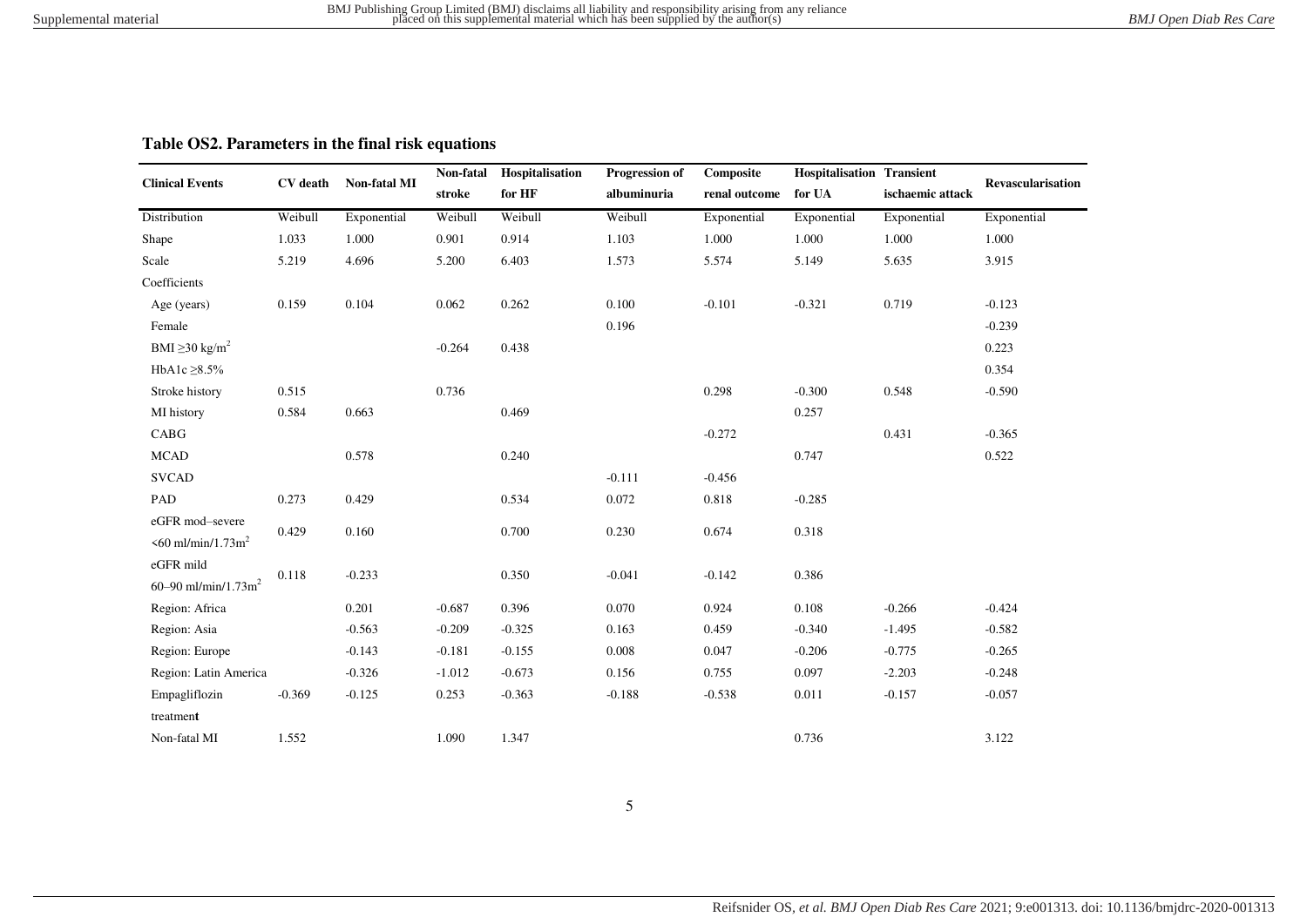**Table OS2. Parameters in the final risk equations**

| Clinical Events | CV death | Non-fatal MI | Non-fatal stroke | Hospitalisation for HF | Progression of albuminuria | Composite renal outcome | Hospitalisation for UA | Transient ischaemic attack | Revascularisation |
|---|---|---|---|---|---|---|---|---|---|
| Distribution | Weibull | Exponential | Weibull | Weibull | Weibull | Exponential | Exponential | Exponential | Exponential |
| Shape | 1.033 | 1.000 | 0.901 | 0.914 | 1.103 | 1.000 | 1.000 | 1.000 | 1.000 |
| Scale | 5.219 | 4.696 | 5.200 | 6.403 | 1.573 | 5.574 | 5.149 | 5.635 | 3.915 |
| Coefficients | | | | | | | | | |
| Age (years) | 0.159 | 0.104 | 0.062 | 0.262 | 0.100 | -0.101 | -0.321 | 0.719 | -0.123 |
| Female | | | | | 0.196 | | | | -0.239 |
| BMI ≥30 kg/m$^2$ | | | -0.264 | 0.438 | | | | | 0.223 |
| HbA1c ≥8.5% | | | | | | | | | 0.354 |
| Stroke history | 0.515 | | 0.736 | | | 0.298 | -0.300 | 0.548 | -0.590 |
| MI history | 0.584 | 0.663 | | 0.469 | | | 0.257 | | |
| CABG | | | | | | -0.272 | | 0.431 | -0.365 |
| MCAD | | 0.578 | | 0.240 | | | 0.747 | | 0.522 |
| SVCAD | | | | | -0.111 | -0.456 | | | |
| PAD | 0.273 | 0.429 | | 0.534 | 0.072 | 0.818 | -0.285 | | |
| eGFR mod–severe <60 ml/min/1.73m$^2$ | 0.429 | 0.160 | | 0.700 | 0.230 | 0.674 | 0.318 | | |
| eGFR mild 60–90 ml/min/1.73m$^2$ | 0.118 | -0.233 | | 0.350 | -0.041 | -0.142 | 0.386 | | |
| Region: Africa | | 0.201 | -0.687 | 0.396 | 0.070 | 0.924 | 0.108 | -0.266 | -0.424 |
| Region: Asia | | -0.563 | -0.209 | -0.325 | 0.163 | 0.459 | -0.340 | -1.495 | -0.582 |
| Region: Europe | | -0.143 | -0.181 | -0.155 | 0.008 | 0.047 | -0.206 | -0.775 | -0.265 |
| Region: Latin America | | -0.326 | -1.012 | -0.673 | 0.156 | 0.755 | 0.097 | -2.203 | -0.248 |
| Empagliflozin treatment | -0.369 | -0.125 | 0.253 | -0.363 | -0.188 | -0.538 | 0.011 | -0.157 | -0.057 |
| Non-fatal MI | 1.552 | | 1.090 | 1.347 | | | 0.736 | | 3.122 |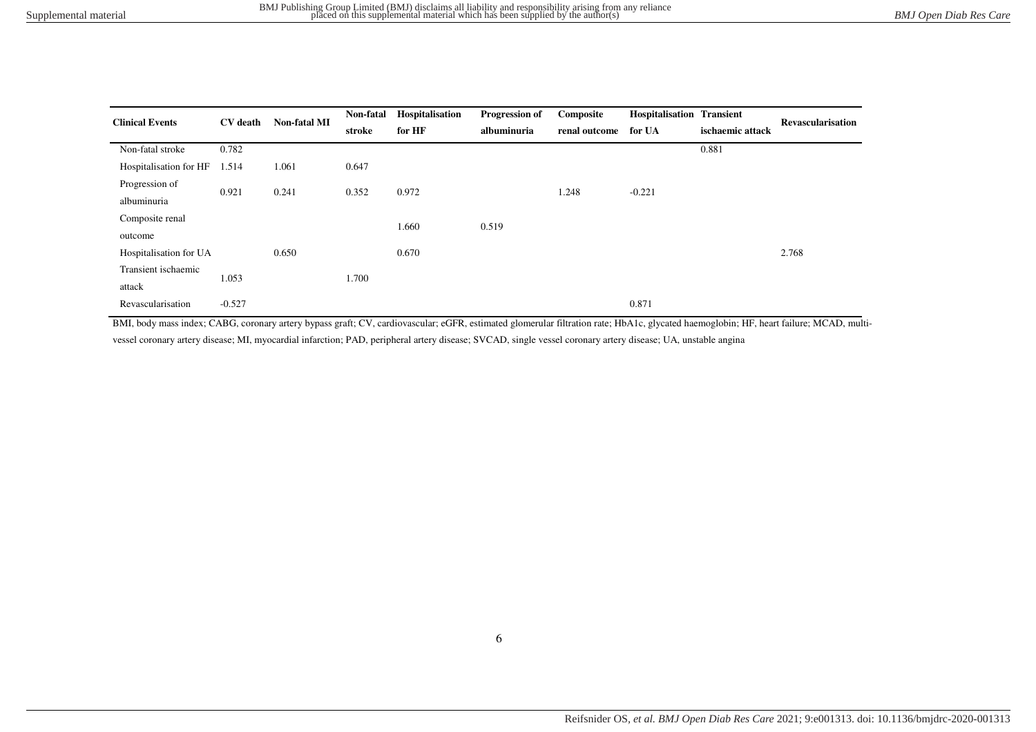| Clinical Events | CV death | Non-fatal MI | Non-fatal stroke | Hospitalisation for HF | Progression of albuminuria | Composite renal outcome | Hospitalisation for UA | Transient ischaemic attack | Revascularisation |
|---|---|---|---|---|---|---|---|---|---|
| Non-fatal stroke | 0.782 | | | | | | | 0.881 | |
| Hospitalisation for HF | 1.514 | 1.061 | 0.647 | | | | | | |
| Progression of albuminuria | 0.921 | 0.241 | 0.352 | 0.972 | | 1.248 | -0.221 | | |
| Composite renal outcome | | | | 1.660 | 0.519 | | | | |
| Hospitalisation for UA | | 0.650 | | 0.670 | | | | | 2.768 |
| Transient ischaemic attack | 1.053 | | 1.700 | | | | | | |
| Revascularisation | -0.527 | | | | | | 0.871 | | |

BMI, body mass index; CABG, coronary artery bypass graft; CV, cardiovascular; eGFR, estimated glomerular filtration rate; HbA1c, glycated haemoglobin; HF, heart failure; MCAD, multi-vessel coronary artery disease; MI, myocardial infarction; PAD, peripheral artery disease; SVCAD, single vessel coronary artery disease; UA, unstable angina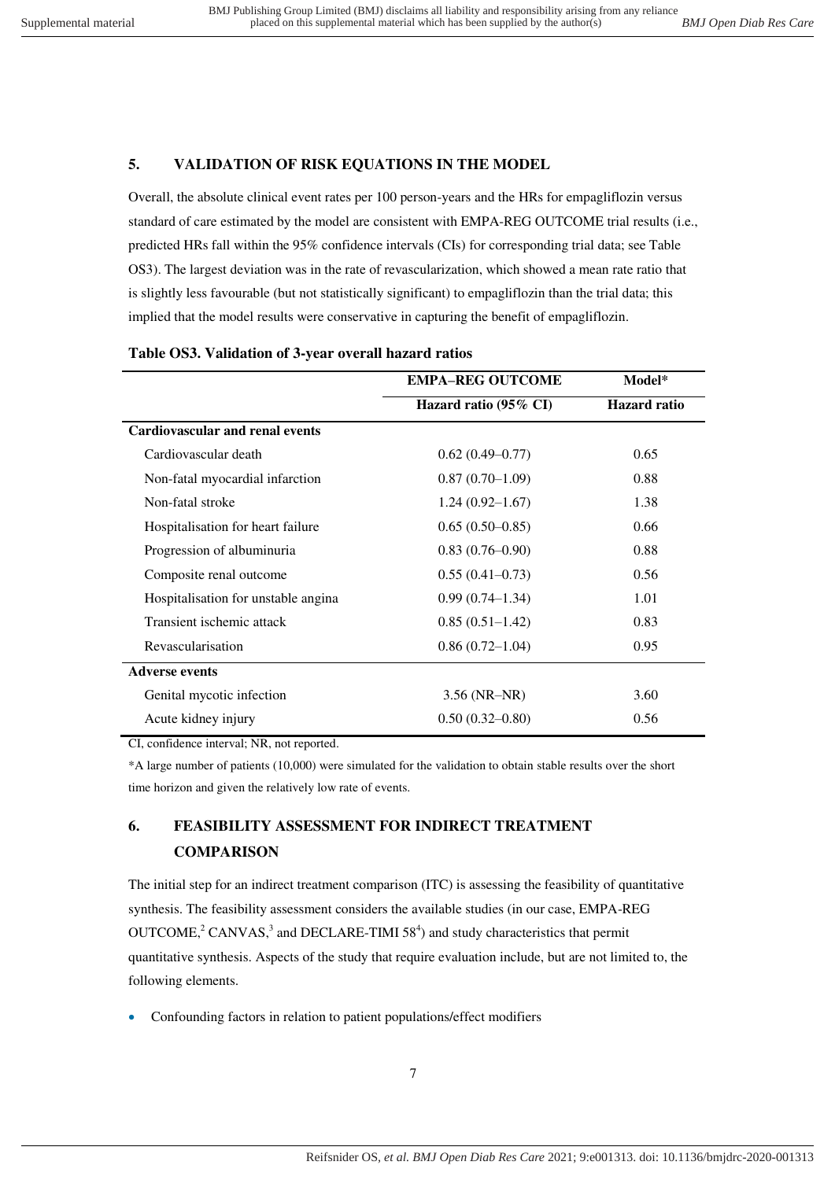## 5. VALIDATION OF RISK EQUATIONS IN THE MODEL

Overall, the absolute clinical event rates per 100 person-years and the HRs for empagliflozin versus standard of care estimated by the model are consistent with EMPA-REG OUTCOME trial results (i.e., predicted HRs fall within the 95% confidence intervals (CIs) for corresponding trial data; see Table OS3). The largest deviation was in the rate of revascularization, which showed a mean rate ratio that is slightly less favourable (but not statistically significant) to empagliflozin than the trial data; this implied that the model results were conservative in capturing the benefit of empagliflozin.

**Table OS3. Validation of 3-year overall hazard ratios**

| | EMPA–REG OUTCOME | Model* |
|---|---|---|
| | **Hazard ratio (95% CI)** | **Hazard ratio** |
| **Cardiovascular and renal events** | | |
| Cardiovascular death | 0.62 (0.49–0.77) | 0.65 |
| Non-fatal myocardial infarction | 0.87 (0.70–1.09) | 0.88 |
| Non-fatal stroke | 1.24 (0.92–1.67) | 1.38 |
| Hospitalisation for heart failure | 0.65 (0.50–0.85) | 0.66 |
| Progression of albuminuria | 0.83 (0.76–0.90) | 0.88 |
| Composite renal outcome | 0.55 (0.41–0.73) | 0.56 |
| Hospitalisation for unstable angina | 0.99 (0.74–1.34) | 1.01 |
| Transient ischemic attack | 0.85 (0.51–1.42) | 0.83 |
| Revascularisation | 0.86 (0.72–1.04) | 0.95 |
| **Adverse events** | | |
| Genital mycotic infection | 3.56 (NR–NR) | 3.60 |
| Acute kidney injury | 0.50 (0.32–0.80) | 0.56 |

CI, confidence interval; NR, not reported.

*A large number of patients (10,000) were simulated for the validation to obtain stable results over the short time horizon and given the relatively low rate of events.

## 6. FEASIBILITY ASSESSMENT FOR INDIRECT TREATMENT COMPARISON

The initial step for an indirect treatment comparison (ITC) is assessing the feasibility of quantitative synthesis. The feasibility assessment considers the available studies (in our case, EMPA-REG OUTCOME,[2] CANVAS,[3] and DECLARE-TIMI 58[4]) and study characteristics that permit quantitative synthesis. Aspects of the study that require evaluation include, but are not limited to, the following elements.

- Confounding factors in relation to patient populations/effect modifiers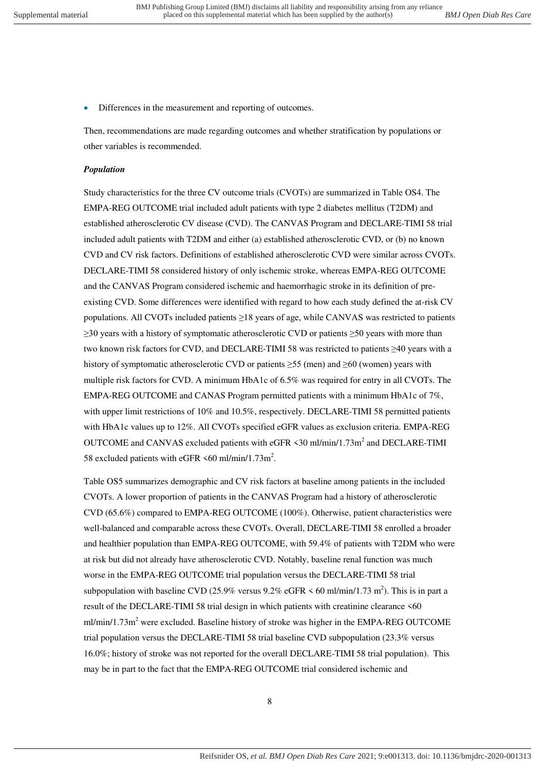- Differences in the measurement and reporting of outcomes.

Then, recommendations are made regarding outcomes and whether stratification by populations or other variables is recommended.

***Population***

Study characteristics for the three CV outcome trials (CVOTs) are summarized in Table OS4. The EMPA-REG OUTCOME trial included adult patients with type 2 diabetes mellitus (T2DM) and established atherosclerotic CV disease (CVD). The CANVAS Program and DECLARE-TIMI 58 trial included adult patients with T2DM and either (a) established atherosclerotic CVD, or (b) no known CVD and CV risk factors. Definitions of established atherosclerotic CVD were similar across CVOTs. DECLARE-TIMI 58 considered history of only ischemic stroke, whereas EMPA-REG OUTCOME and the CANVAS Program considered ischemic and haemorrhagic stroke in its definition of pre-existing CVD. Some differences were identified with regard to how each study defined the at-risk CV populations. All CVOTs included patients ≥18 years of age, while CANVAS was restricted to patients ≥30 years with a history of symptomatic atherosclerotic CVD or patients ≥50 years with more than two known risk factors for CVD, and DECLARE-TIMI 58 was restricted to patients ≥40 years with a history of symptomatic atherosclerotic CVD or patients ≥55 (men) and ≥60 (women) years with multiple risk factors for CVD. A minimum HbA1c of 6.5% was required for entry in all CVOTs. The EMPA-REG OUTCOME and CANAS Program permitted patients with a minimum HbA1c of 7%, with upper limit restrictions of 10% and 10.5%, respectively. DECLARE-TIMI 58 permitted patients with HbA1c values up to 12%. All CVOTs specified eGFR values as exclusion criteria. EMPA-REG OUTCOME and CANVAS excluded patients with eGFR <30 ml/min/1.73m$^2$ and DECLARE-TIMI 58 excluded patients with eGFR <60 ml/min/1.73m$^2$.

Table OS5 summarizes demographic and CV risk factors at baseline among patients in the included CVOTs. A lower proportion of patients in the CANVAS Program had a history of atherosclerotic CVD (65.6%) compared to EMPA-REG OUTCOME (100%). Otherwise, patient characteristics were well-balanced and comparable across these CVOTs. Overall, DECLARE-TIMI 58 enrolled a broader and healthier population than EMPA-REG OUTCOME, with 59.4% of patients with T2DM who were at risk but did not already have atherosclerotic CVD. Notably, baseline renal function was much worse in the EMPA-REG OUTCOME trial population versus the DECLARE-TIMI 58 trial subpopulation with baseline CVD (25.9% versus 9.2% eGFR < 60 ml/min/1.73 m$^2$). This is in part a result of the DECLARE-TIMI 58 trial design in which patients with creatinine clearance <60 ml/min/1.73m$^2$ were excluded. Baseline history of stroke was higher in the EMPA-REG OUTCOME trial population versus the DECLARE-TIMI 58 trial baseline CVD subpopulation (23.3% versus 16.0%; history of stroke was not reported for the overall DECLARE-TIMI 58 trial population). This may be in part to the fact that the EMPA-REG OUTCOME trial considered ischemic and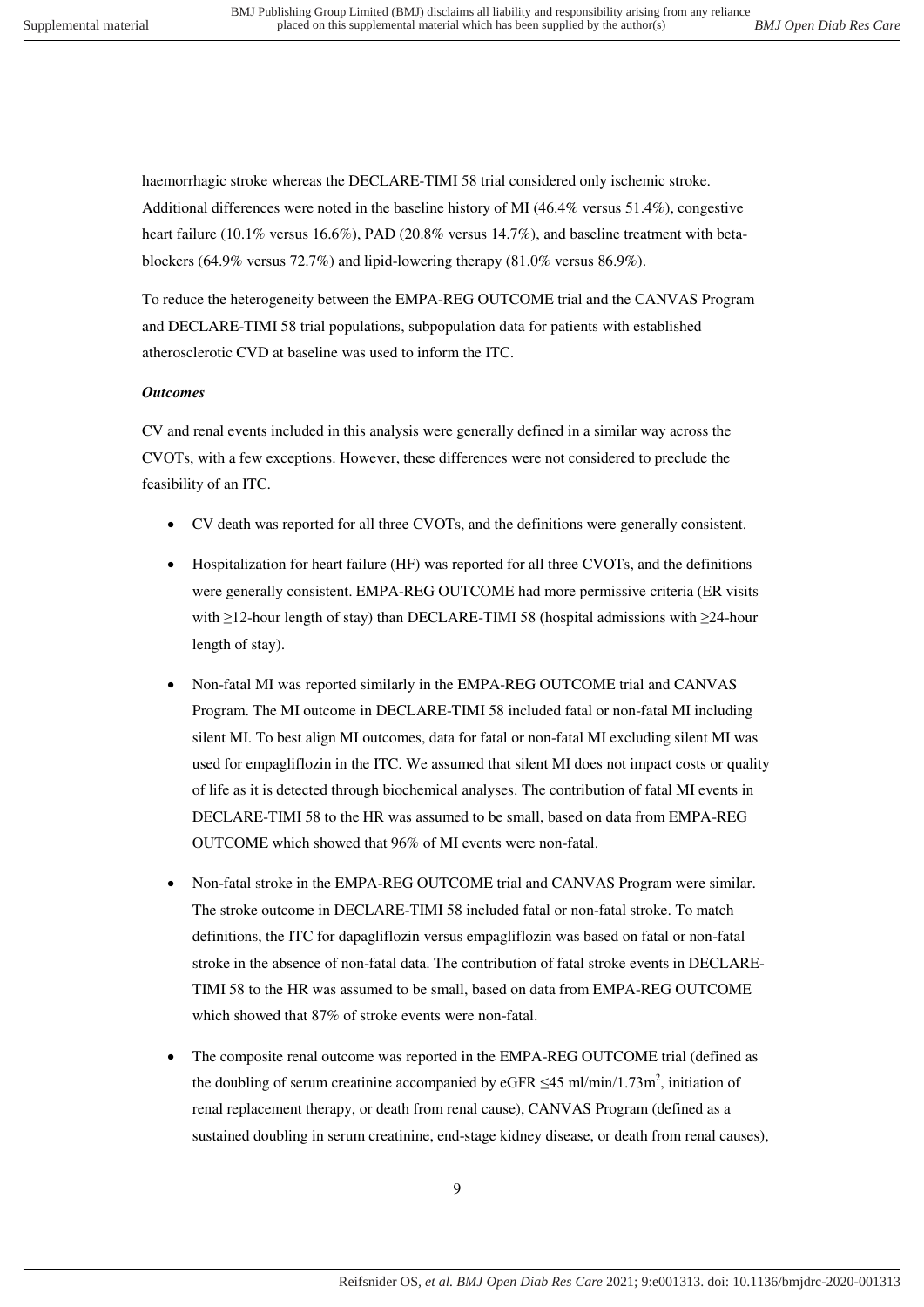haemorrhagic stroke whereas the DECLARE-TIMI 58 trial considered only ischemic stroke. Additional differences were noted in the baseline history of MI (46.4% versus 51.4%), congestive heart failure (10.1% versus 16.6%), PAD (20.8% versus 14.7%), and baseline treatment with beta-blockers (64.9% versus 72.7%) and lipid-lowering therapy (81.0% versus 86.9%).

To reduce the heterogeneity between the EMPA-REG OUTCOME trial and the CANVAS Program and DECLARE-TIMI 58 trial populations, subpopulation data for patients with established atherosclerotic CVD at baseline was used to inform the ITC.

***Outcomes***

CV and renal events included in this analysis were generally defined in a similar way across the CVOTs, with a few exceptions. However, these differences were not considered to preclude the feasibility of an ITC.

- CV death was reported for all three CVOTs, and the definitions were generally consistent.
- Hospitalization for heart failure (HF) was reported for all three CVOTs, and the definitions were generally consistent. EMPA-REG OUTCOME had more permissive criteria (ER visits with ≥12-hour length of stay) than DECLARE-TIMI 58 (hospital admissions with ≥24-hour length of stay).
- Non-fatal MI was reported similarly in the EMPA-REG OUTCOME trial and CANVAS Program. The MI outcome in DECLARE-TIMI 58 included fatal or non-fatal MI including silent MI. To best align MI outcomes, data for fatal or non-fatal MI excluding silent MI was used for empagliflozin in the ITC. We assumed that silent MI does not impact costs or quality of life as it is detected through biochemical analyses. The contribution of fatal MI events in DECLARE-TIMI 58 to the HR was assumed to be small, based on data from EMPA-REG OUTCOME which showed that 96% of MI events were non-fatal.
- Non-fatal stroke in the EMPA-REG OUTCOME trial and CANVAS Program were similar. The stroke outcome in DECLARE-TIMI 58 included fatal or non-fatal stroke. To match definitions, the ITC for dapagliflozin versus empagliflozin was based on fatal or non-fatal stroke in the absence of non-fatal data. The contribution of fatal stroke events in DECLARE-TIMI 58 to the HR was assumed to be small, based on data from EMPA-REG OUTCOME which showed that 87% of stroke events were non-fatal.
- The composite renal outcome was reported in the EMPA-REG OUTCOME trial (defined as the doubling of serum creatinine accompanied by eGFR ≤45 ml/min/1.73m$^2$, initiation of renal replacement therapy, or death from renal cause), CANVAS Program (defined as a sustained doubling in serum creatinine, end-stage kidney disease, or death from renal causes),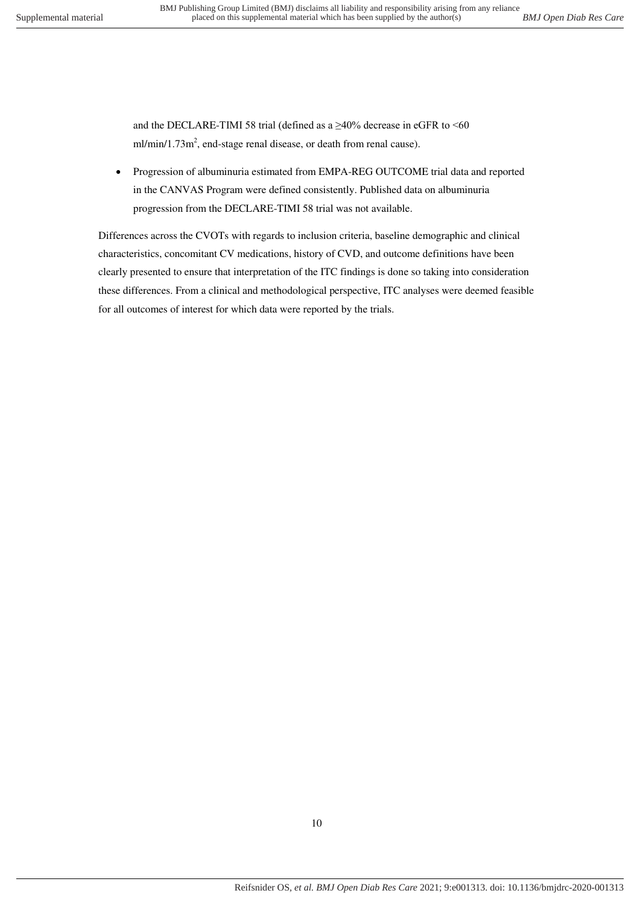and the DECLARE-TIMI 58 trial (defined as a ≥40% decrease in eGFR to <60 ml/min/1.73m$^2$, end-stage renal disease, or death from renal cause).

- Progression of albuminuria estimated from EMPA-REG OUTCOME trial data and reported in the CANVAS Program were defined consistently. Published data on albuminuria progression from the DECLARE-TIMI 58 trial was not available.

Differences across the CVOTs with regards to inclusion criteria, baseline demographic and clinical characteristics, concomitant CV medications, history of CVD, and outcome definitions have been clearly presented to ensure that interpretation of the ITC findings is done so taking into consideration these differences. From a clinical and methodological perspective, ITC analyses were deemed feasible for all outcomes of interest for which data were reported by the trials.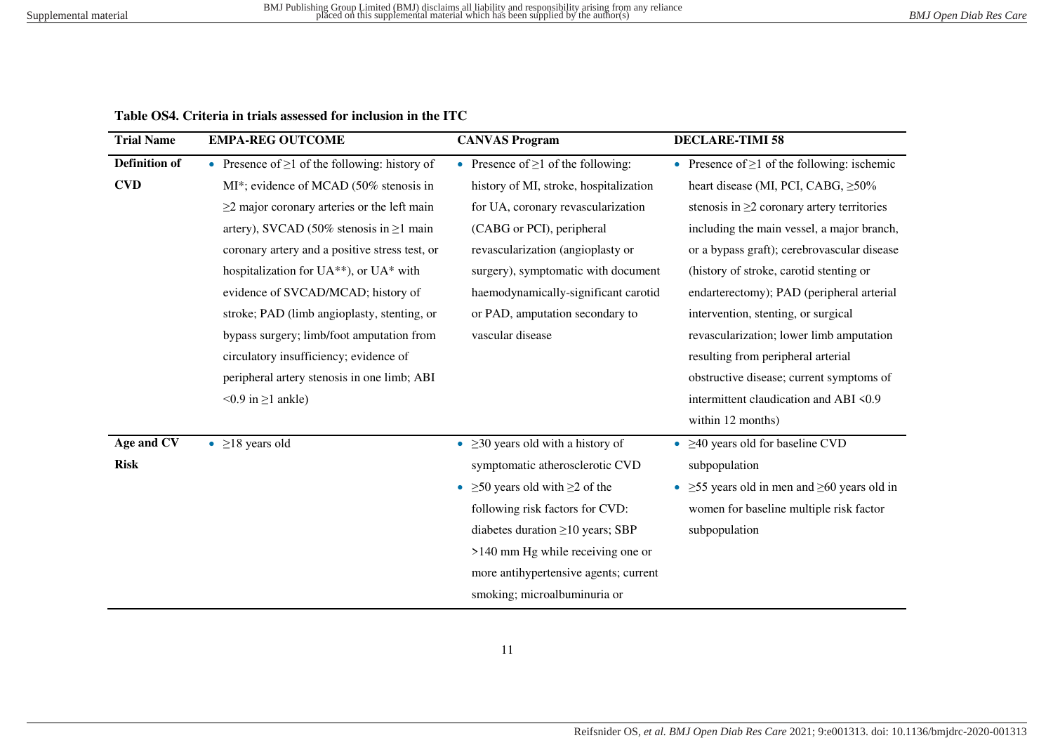**Table OS4. Criteria in trials assessed for inclusion in the ITC**

| Trial Name | EMPA-REG OUTCOME | CANVAS Program | DECLARE-TIMI 58 |
|---|---|---|---|
| Definition of CVD | • Presence of ≥1 of the following: history of MI*; evidence of MCAD (50% stenosis in ≥2 major coronary arteries or the left main artery), SVCAD (50% stenosis in ≥1 main coronary artery and a positive stress test, or hospitalization for UA**), or UA* with evidence of SVCAD/MCAD; history of stroke; PAD (limb angioplasty, stenting, or bypass surgery; limb/foot amputation from circulatory insufficiency; evidence of peripheral artery stenosis in one limb; ABI <0.9 in ≥1 ankle) | • Presence of ≥1 of the following: history of MI, stroke, hospitalization for UA, coronary revascularization (CABG or PCI), peripheral revascularization (angioplasty or surgery), symptomatic with document haemodynamically-significant carotid or PAD, amputation secondary to vascular disease | • Presence of ≥1 of the following: ischemic heart disease (MI, PCI, CABG, ≥50% stenosis in ≥2 coronary artery territories including the main vessel, a major branch, or a bypass graft); cerebrovascular disease (history of stroke, carotid stenting or endarterectomy); PAD (peripheral arterial intervention, stenting, or surgical revascularization; lower limb amputation resulting from peripheral arterial obstructive disease; current symptoms of intermittent claudication and ABI <0.9 within 12 months) |
| Age and CV Risk | • ≥18 years old | • ≥30 years old with a history of symptomatic atherosclerotic CVD<br>• ≥50 years old with ≥2 of the following risk factors for CVD: diabetes duration ≥10 years; SBP >140 mm Hg while receiving one or more antihypertensive agents; current smoking; microalbuminuria or | • ≥40 years old for baseline CVD subpopulation<br>• ≥55 years old in men and ≥60 years old in women for baseline multiple risk factor subpopulation |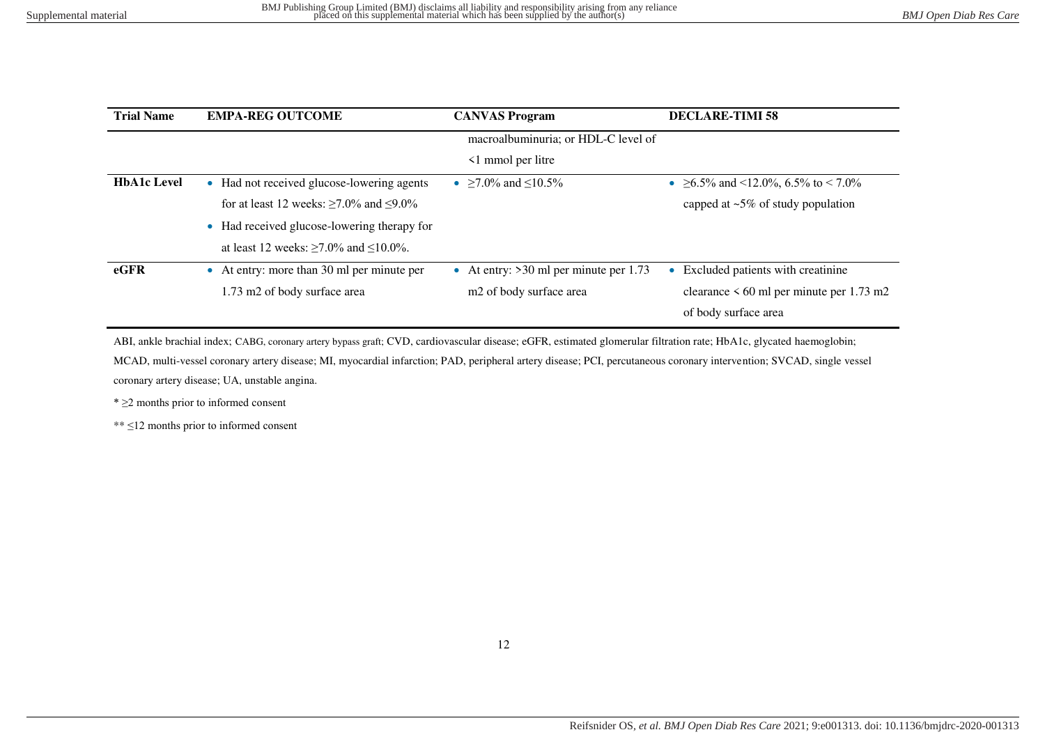| Trial Name | EMPA-REG OUTCOME | CANVAS Program | DECLARE-TIMI 58 |
|---|---|---|---|
| | | macroalbuminuria; or HDL-C level of <1 mmol per litre | |
| HbA1c Level | • Had not received glucose-lowering agents for at least 12 weeks: ≥7.0% and ≤9.0%<br>• Had received glucose-lowering therapy for at least 12 weeks: ≥7.0% and ≤10.0%. | • ≥7.0% and ≤10.5% | • ≥6.5% and <12.0%, 6.5% to < 7.0% capped at ~5% of study population |
| eGFR | • At entry: more than 30 ml per minute per 1.73 m2 of body surface area | • At entry: >30 ml per minute per 1.73 m2 of body surface area | • Excluded patients with creatinine clearance < 60 ml per minute per 1.73 m2 of body surface area |

ABI, ankle brachial index; CABG, coronary artery bypass graft; CVD, cardiovascular disease; eGFR, estimated glomerular filtration rate; HbA1c, glycated haemoglobin; MCAD, multi-vessel coronary artery disease; MI, myocardial infarction; PAD, peripheral artery disease; PCI, percutaneous coronary intervention; SVCAD, single vessel coronary artery disease; UA, unstable angina.

* ≥2 months prior to informed consent

** ≤12 months prior to informed consent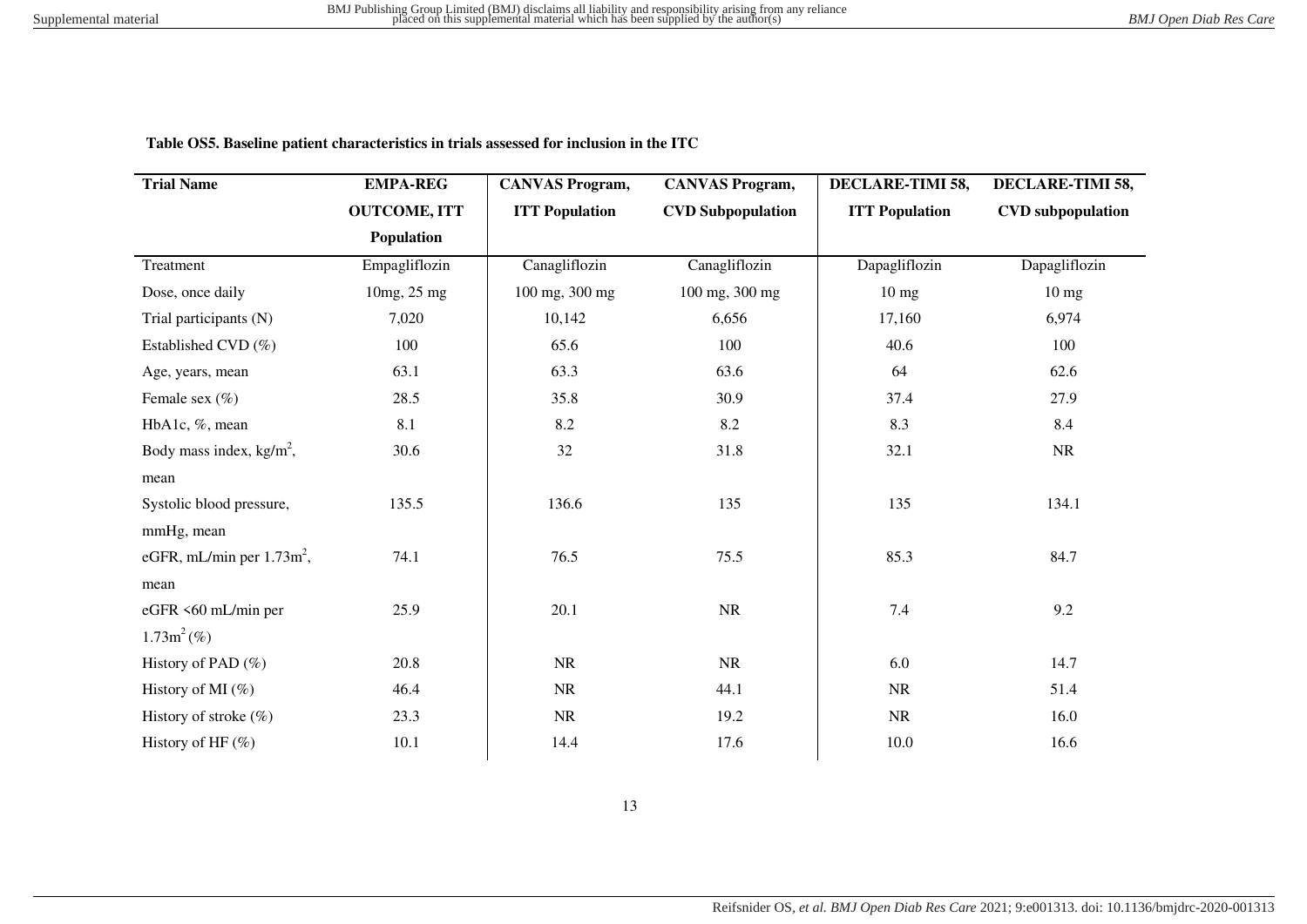**Table OS5. Baseline patient characteristics in trials assessed for inclusion in the ITC**

| Trial Name | EMPA-REG OUTCOME, ITT Population | CANVAS Program, ITT Population | CANVAS Program, CVD Subpopulation | DECLARE-TIMI 58, ITT Population | DECLARE-TIMI 58, CVD subpopulation |
|---|---|---|---|---|---|
| Treatment | Empagliflozin | Canagliflozin | Canagliflozin | Dapagliflozin | Dapagliflozin |
| Dose, once daily | 10mg, 25 mg | 100 mg, 300 mg | 100 mg, 300 mg | 10 mg | 10 mg |
| Trial participants (N) | 7,020 | 10,142 | 6,656 | 17,160 | 6,974 |
| Established CVD (%) | 100 | 65.6 | 100 | 40.6 | 100 |
| Age, years, mean | 63.1 | 63.3 | 63.6 | 64 | 62.6 |
| Female sex (%) | 28.5 | 35.8 | 30.9 | 37.4 | 27.9 |
| HbA1c, %, mean | 8.1 | 8.2 | 8.2 | 8.3 | 8.4 |
| Body mass index, kg/m$^2$, mean | 30.6 | 32 | 31.8 | 32.1 | NR |
| Systolic blood pressure, mmHg, mean | 135.5 | 136.6 | 135 | 135 | 134.1 |
| eGFR, mL/min per 1.73m$^2$, mean | 74.1 | 76.5 | 75.5 | 85.3 | 84.7 |
| eGFR <60 mL/min per 1.73m$^2$ (%) | 25.9 | 20.1 | NR | 7.4 | 9.2 |
| History of PAD (%) | 20.8 | NR | NR | 6.0 | 14.7 |
| History of MI (%) | 46.4 | NR | 44.1 | NR | 51.4 |
| History of stroke (%) | 23.3 | NR | 19.2 | NR | 16.0 |
| History of HF (%) | 10.1 | 14.4 | 17.6 | 10.0 | 16.6 |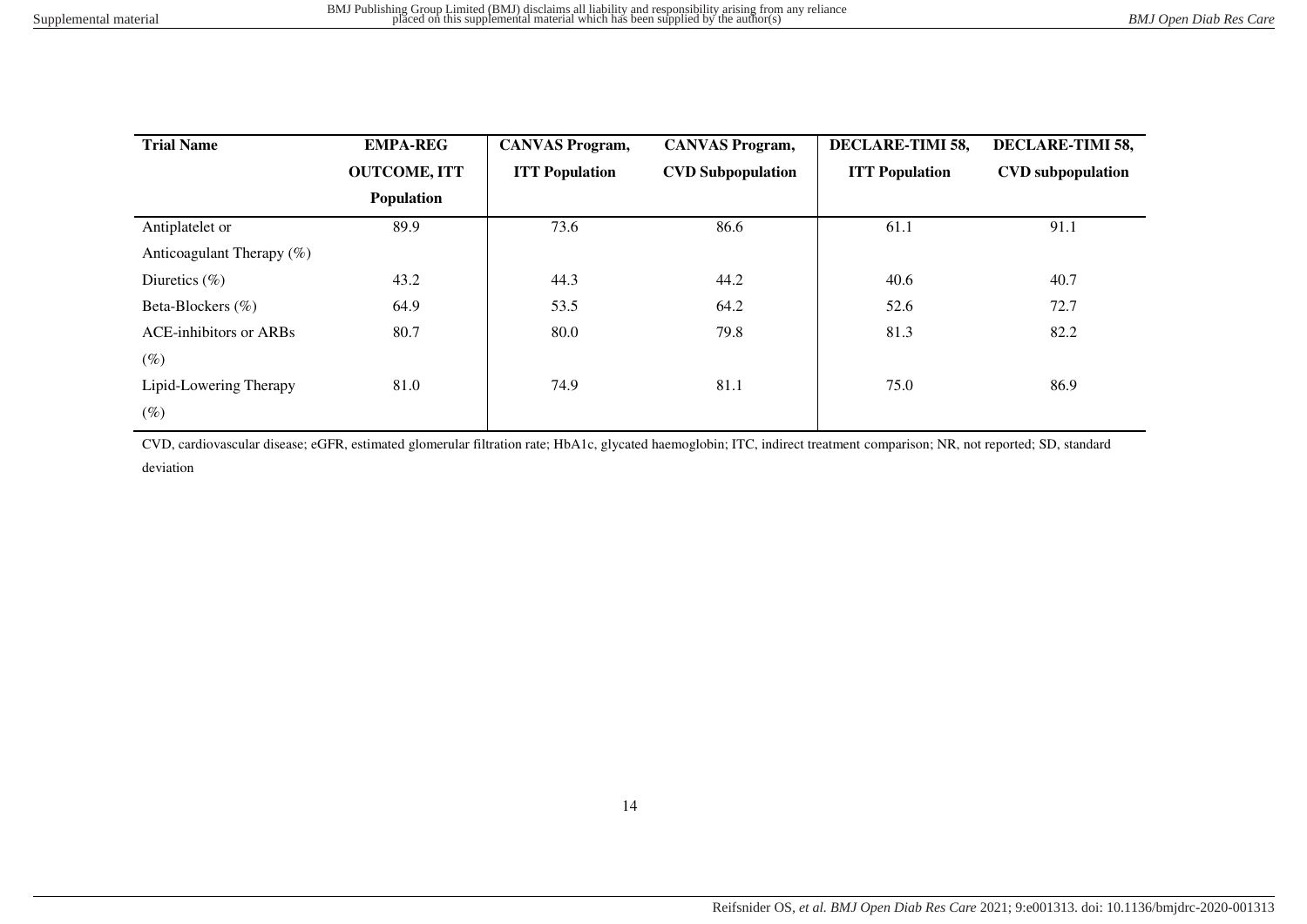| Trial Name | EMPA-REG OUTCOME, ITT Population | CANVAS Program, ITT Population | CANVAS Program, CVD Subpopulation | DECLARE-TIMI 58, ITT Population | DECLARE-TIMI 58, CVD subpopulation |
|---|---|---|---|---|---|
| Antiplatelet or Anticoagulant Therapy (%) | 89.9 | 73.6 | 86.6 | 61.1 | 91.1 |
| Diuretics (%) | 43.2 | 44.3 | 44.2 | 40.6 | 40.7 |
| Beta-Blockers (%) | 64.9 | 53.5 | 64.2 | 52.6 | 72.7 |
| ACE-inhibitors or ARBs (%) | 80.7 | 80.0 | 79.8 | 81.3 | 82.2 |
| Lipid-Lowering Therapy (%) | 81.0 | 74.9 | 81.1 | 75.0 | 86.9 |

CVD, cardiovascular disease; eGFR, estimated glomerular filtration rate; HbA1c, glycated haemoglobin; ITC, indirect treatment comparison; NR, not reported; SD, standard deviation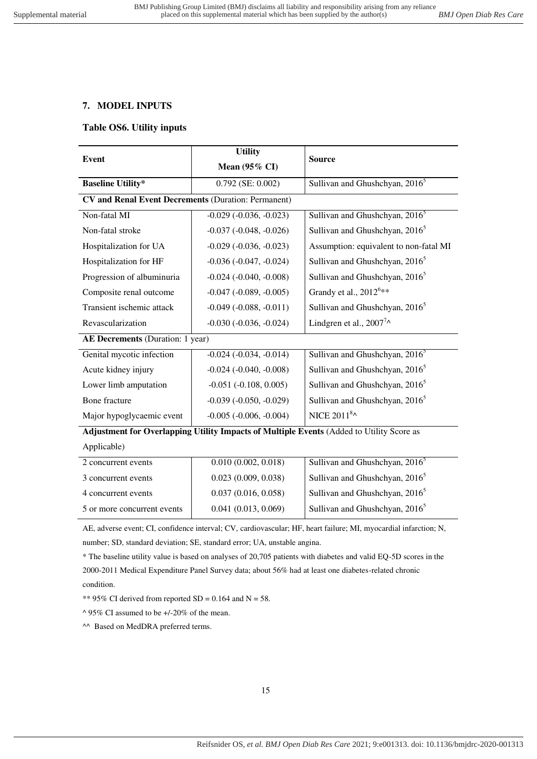## 7. MODEL INPUTS

### Table OS6. Utility inputs

| Event | Utility Mean (95% CI) | Source |
|---|---|---|
| **Baseline Utility*** | 0.792 (SE: 0.002) | Sullivan and Ghushchyan, 2016[5] |
| **CV and Renal Event Decrements** (Duration: Permanent) | | |
| Non-fatal MI | -0.029 (-0.036, -0.023) | Sullivan and Ghushchyan, 2016[5] |
| Non-fatal stroke | -0.037 (-0.048, -0.026) | Sullivan and Ghushchyan, 2016[5] |
| Hospitalization for UA | -0.029 (-0.036, -0.023) | Assumption: equivalent to non-fatal MI |
| Hospitalization for HF | -0.036 (-0.047, -0.024) | Sullivan and Ghushchyan, 2016[5] |
| Progression of albuminuria | -0.024 (-0.040, -0.008) | Sullivan and Ghushchyan, 2016[5] |
| Composite renal outcome | -0.047 (-0.089, -0.005) | Grandy et al., 2012[6]** |
| Transient ischemic attack | -0.049 (-0.088, -0.011) | Sullivan and Ghushchyan, 2016[5] |
| Revascularization | -0.030 (-0.036, -0.024) | Lindgren et al., 2007[7]^ |
| **AE Decrements** (Duration: 1 year) | | |
| Genital mycotic infection | -0.024 (-0.034, -0.014) | Sullivan and Ghushchyan, 2016[5] |
| Acute kidney injury | -0.024 (-0.040, -0.008) | Sullivan and Ghushchyan, 2016[5] |
| Lower limb amputation | -0.051 (-0.108, 0.005) | Sullivan and Ghushchyan, 2016[5] |
| Bone fracture | -0.039 (-0.050, -0.029) | Sullivan and Ghushchyan, 2016[5] |
| Major hypoglycaemic event | -0.005 (-0.006, -0.004) | NICE 2011[8]^ |
| **Adjustment for Overlapping Utility Impacts of Multiple Events** (Added to Utility Score as Applicable) | | |
| 2 concurrent events | 0.010 (0.002, 0.018) | Sullivan and Ghushchyan, 2016[5] |
| 3 concurrent events | 0.023 (0.009, 0.038) | Sullivan and Ghushchyan, 2016[5] |
| 4 concurrent events | 0.037 (0.016, 0.058) | Sullivan and Ghushchyan, 2016[5] |
| 5 or more concurrent events | 0.041 (0.013, 0.069) | Sullivan and Ghushchyan, 2016[5] |

AE, adverse event; CI, confidence interval; CV, cardiovascular; HF, heart failure; MI, myocardial infarction; N, number; SD, standard deviation; SE, standard error; UA, unstable angina.

* The baseline utility value is based on analyses of 20,705 patients with diabetes and valid EQ-5D scores in the 2000-2011 Medical Expenditure Panel Survey data; about 56% had at least one diabetes-related chronic condition.

** 95% CI derived from reported SD = 0.164 and N = 58.

^ 95% CI assumed to be +/-20% of the mean.

^^ Based on MedDRA preferred terms.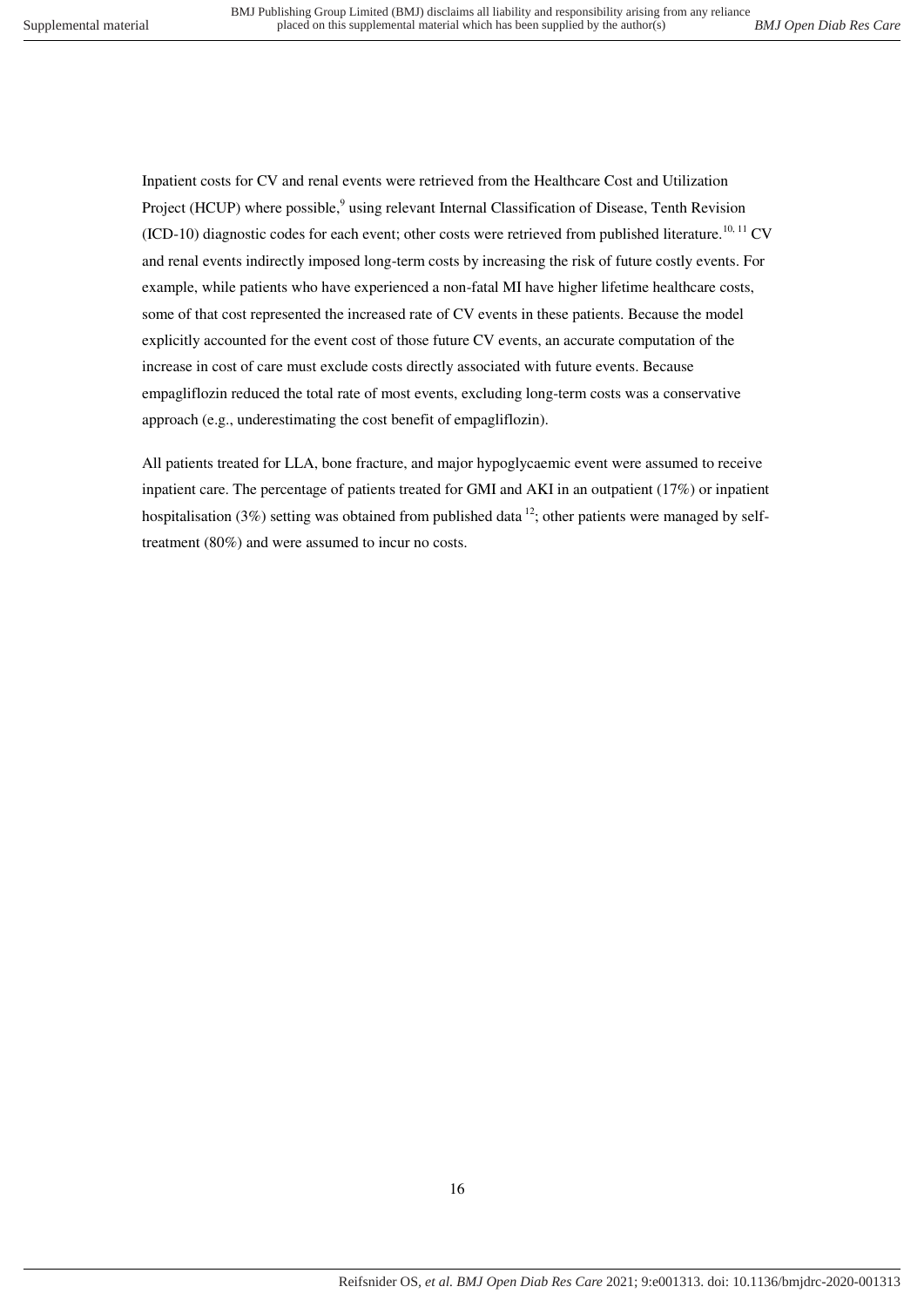Inpatient costs for CV and renal events were retrieved from the Healthcare Cost and Utilization Project (HCUP) where possible,[9] using relevant Internal Classification of Disease, Tenth Revision (ICD-10) diagnostic codes for each event; other costs were retrieved from published literature.[10, 11] CV and renal events indirectly imposed long-term costs by increasing the risk of future costly events. For example, while patients who have experienced a non-fatal MI have higher lifetime healthcare costs, some of that cost represented the increased rate of CV events in these patients. Because the model explicitly accounted for the event cost of those future CV events, an accurate computation of the increase in cost of care must exclude costs directly associated with future events. Because empagliflozin reduced the total rate of most events, excluding long-term costs was a conservative approach (e.g., underestimating the cost benefit of empagliflozin).

All patients treated for LLA, bone fracture, and major hypoglycaemic event were assumed to receive inpatient care. The percentage of patients treated for GMI and AKI in an outpatient (17%) or inpatient hospitalisation (3%) setting was obtained from published data [12]; other patients were managed by self-treatment (80%) and were assumed to incur no costs.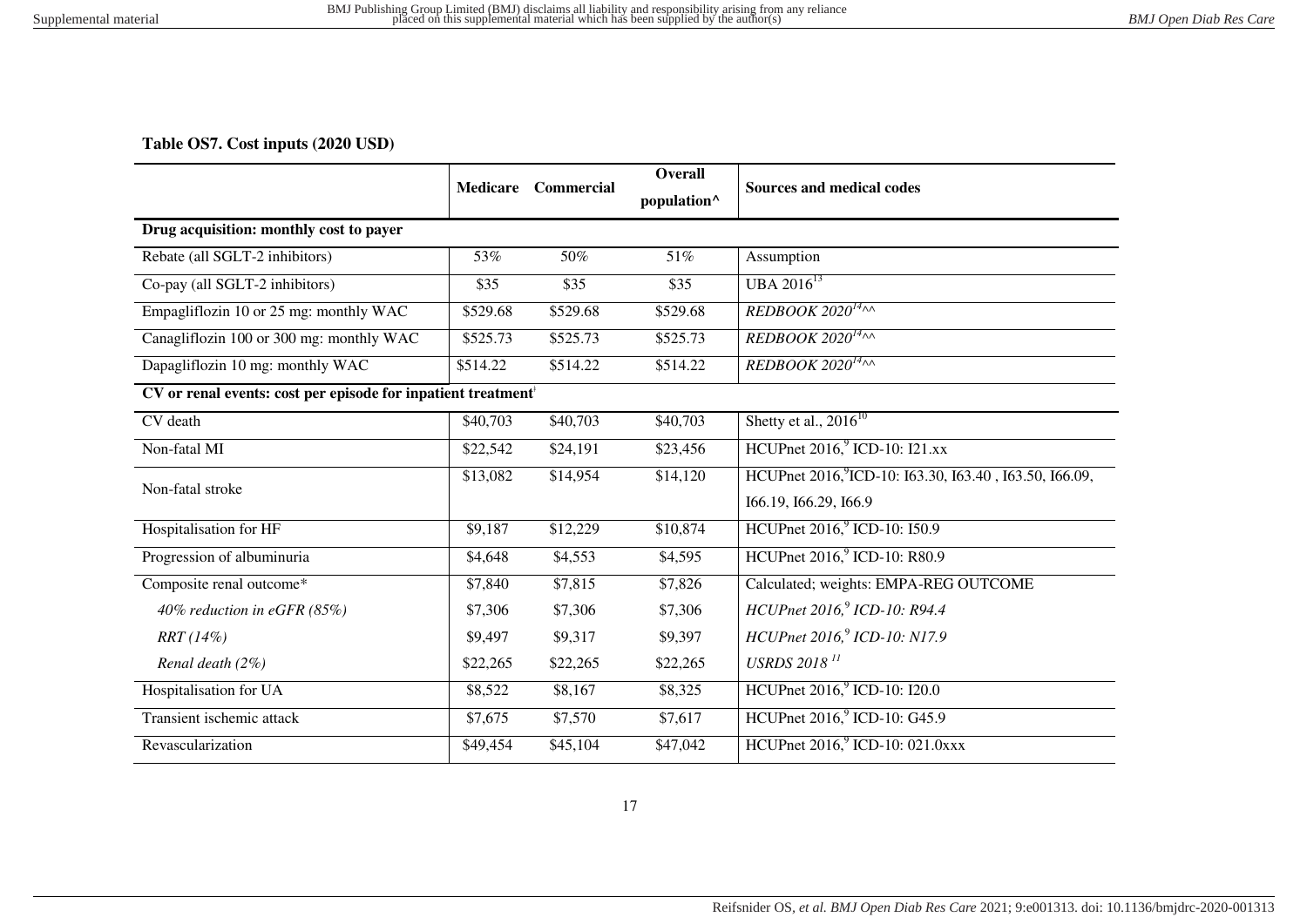**Table OS7. Cost inputs (2020 USD)**

| | Medicare | Commercial | Overall population^ | Sources and medical codes |
|---|---|---|---|---|
| **Drug acquisition: monthly cost to payer** | | | | |
| Rebate (all SGLT-2 inhibitors) | 53% | 50% | 51% | Assumption |
| Co-pay (all SGLT-2 inhibitors) | $35 | $35 | $35 | UBA 2016[13] |
| Empagliflozin 10 or 25 mg: monthly WAC | $529.68 | $529.68 | $529.68 | *REDBOOK 2020*[14]^^ |
| Canagliflozin 100 or 300 mg: monthly WAC | $525.73 | $525.73 | $525.73 | *REDBOOK 2020*[14]^^ |
| Dapagliflozin 10 mg: monthly WAC | $514.22 | $514.22 | $514.22 | *REDBOOK 2020*[14]^^ |
| **CV or renal events: cost per episode for inpatient treatment**[ǂ] | | | | |
| CV death | $40,703 | $40,703 | $40,703 | Shetty et al., 2016[10] |
| Non-fatal MI | $22,542 | $24,191 | $23,456 | HCUPnet 2016,[9] ICD-10: I21.xx |
| Non-fatal stroke | $13,082 | $14,954 | $14,120 | HCUPnet 2016,[9] ICD-10: I63.30, I63.40 , I63.50, I66.09, I66.19, I66.29, I66.9 |
| Hospitalisation for HF | $9,187 | $12,229 | $10,874 | HCUPnet 2016,[9] ICD-10: I50.9 |
| Progression of albuminuria | $4,648 | $4,553 | $4,595 | HCUPnet 2016,[9] ICD-10: R80.9 |
| Composite renal outcome* | $7,840 | $7,815 | $7,826 | Calculated; weights: EMPA-REG OUTCOME |
| *40% reduction in eGFR (85%)* | $7,306 | $7,306 | $7,306 | *HCUPnet 2016,[9] ICD-10: R94.4* |
| *RRT (14%)* | $9,497 | $9,317 | $9,397 | *HCUPnet 2016,[9] ICD-10: N17.9* |
| *Renal death (2%)* | $22,265 | $22,265 | $22,265 | *USRDS 2018*[11] |
| Hospitalisation for UA | $8,522 | $8,167 | $8,325 | HCUPnet 2016,[9] ICD-10: I20.0 |
| Transient ischemic attack | $7,675 | $7,570 | $7,617 | HCUPnet 2016,[9] ICD-10: G45.9 |
| Revascularization | $49,454 | $45,104 | $47,042 | HCUPnet 2016,[9] ICD-10: 021.0xxx |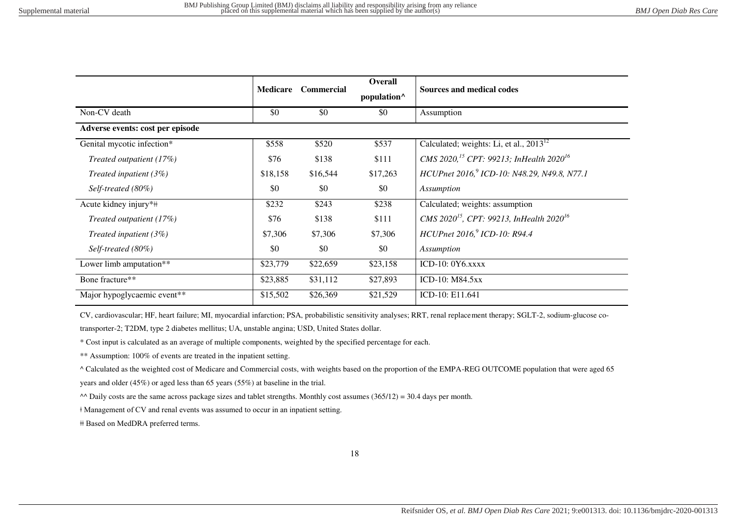| | Medicare | Commercial | Overall population^ | Sources and medical codes |
|---|---|---|---|---|
| Non-CV death | $0 | $0 | $0 | Assumption |
| **Adverse events: cost per episode** | | | | |
| Genital mycotic infection* | $558 | $520 | $537 | Calculated; weights: Li, et al., 2013[12] |
| *Treated outpatient (17%)* | $76 | $138 | $111 | *CMS 2020,[15] CPT: 99213; InHealth 2020[16]* |
| *Treated inpatient (3%)* | $18,158 | $16,544 | $17,263 | *HCUPnet 2016,[9] ICD-10: N48.29, N49.8, N77.1* |
| *Self-treated (80%)* | $0 | $0 | $0 | *Assumption* |
| Acute kidney injury*ǂǂ | $232 | $243 | $238 | Calculated; weights: assumption |
| *Treated outpatient (17%)* | $76 | $138 | $111 | *CMS 2020[15], CPT: 99213, InHealth 2020[16]* |
| *Treated inpatient (3%)* | $7,306 | $7,306 | $7,306 | *HCUPnet 2016,[9] ICD-10: R94.4* |
| *Self-treated (80%)* | $0 | $0 | $0 | *Assumption* |
| Lower limb amputation** | $23,779 | $22,659 | $23,158 | ICD-10: 0Y6.xxxx |
| Bone fracture** | $23,885 | $31,112 | $27,893 | ICD-10: M84.5xx |
| Major hypoglycaemic event** | $15,502 | $26,369 | $21,529 | ICD-10: E11.641 |

CV, cardiovascular; HF, heart failure; MI, myocardial infarction; PSA, probabilistic sensitivity analyses; RRT, renal replacement therapy; SGLT-2, sodium-glucose co-transporter-2; T2DM, type 2 diabetes mellitus; UA, unstable angina; USD, United States dollar.

* Cost input is calculated as an average of multiple components, weighted by the specified percentage for each.

** Assumption: 100% of events are treated in the inpatient setting.

^ Calculated as the weighted cost of Medicare and Commercial costs, with weights based on the proportion of the EMPA-REG OUTCOME population that were aged 65 years and older (45%) or aged less than 65 years (55%) at baseline in the trial.

^^ Daily costs are the same across package sizes and tablet strengths. Monthly cost assumes (365/12) = 30.4 days per month.

ǂ Management of CV and renal events was assumed to occur in an inpatient setting.

ǂǂ Based on MedDRA preferred terms.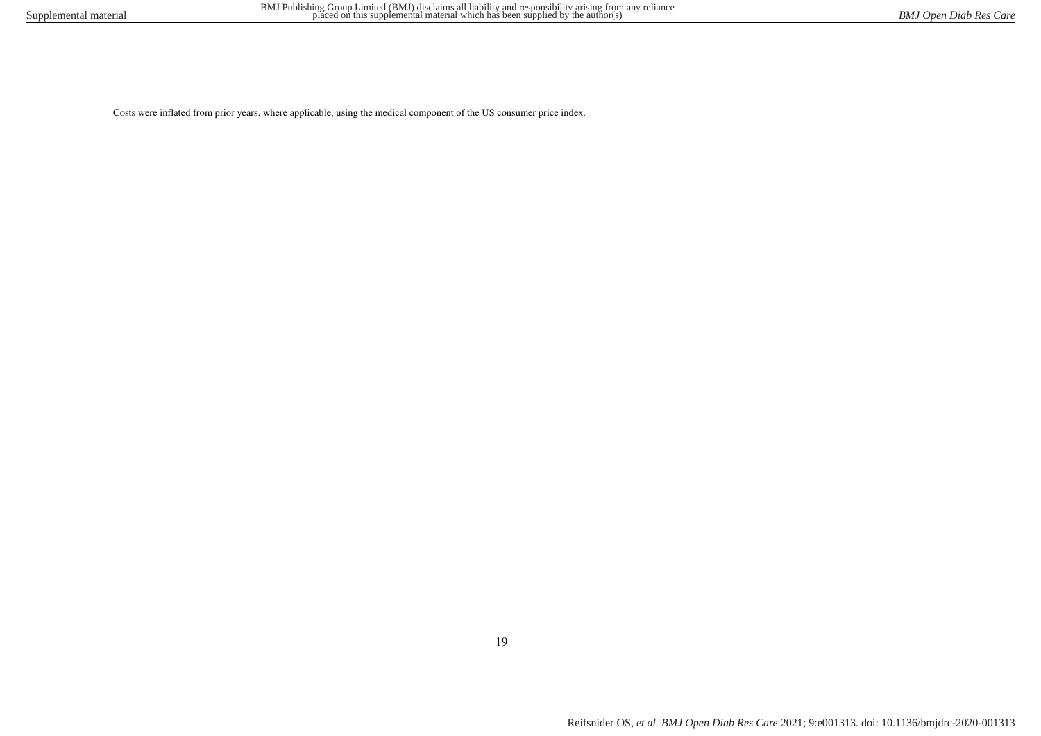Costs were inflated from prior years, where applicable, using the medical component of the US consumer price index.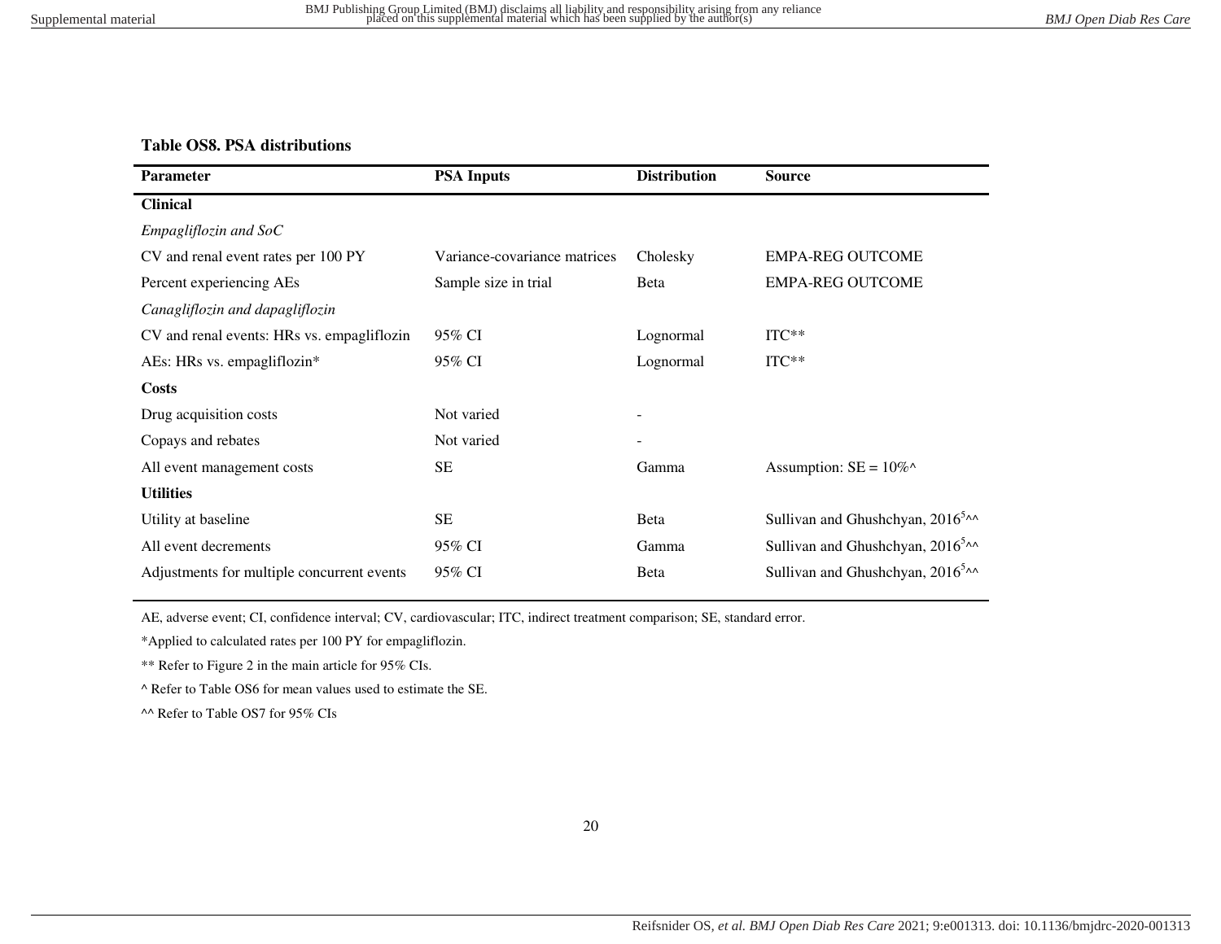**Table OS8. PSA distributions**

| Parameter | PSA Inputs | Distribution | Source |
|---|---|---|---|
| **Clinical** | | | |
| *Empagliflozin and SoC* | | | |
| CV and renal event rates per 100 PY | Variance-covariance matrices | Cholesky | EMPA-REG OUTCOME |
| Percent experiencing AEs | Sample size in trial | Beta | EMPA-REG OUTCOME |
| *Canagliflozin and dapagliflozin* | | | |
| CV and renal events: HRs vs. empagliflozin | 95% CI | Lognormal | ITC** |
| AEs: HRs vs. empagliflozin* | 95% CI | Lognormal | ITC** |
| **Costs** | | | |
| Drug acquisition costs | Not varied | - | |
| Copays and rebates | Not varied | - | |
| All event management costs | SE | Gamma | Assumption: SE = 10%^ |
| **Utilities** | | | |
| Utility at baseline | SE | Beta | Sullivan and Ghushchyan, 2016[5]^^ |
| All event decrements | 95% CI | Gamma | Sullivan and Ghushchyan, 2016[5]^^ |
| Adjustments for multiple concurrent events | 95% CI | Beta | Sullivan and Ghushchyan, 2016[5]^^ |

AE, adverse event; CI, confidence interval; CV, cardiovascular; ITC, indirect treatment comparison; SE, standard error.

*Applied to calculated rates per 100 PY for empagliflozin.

** Refer to Figure 2 in the main article for 95% CIs.

^ Refer to Table OS6 for mean values used to estimate the SE.

^^ Refer to Table OS7 for 95% CIs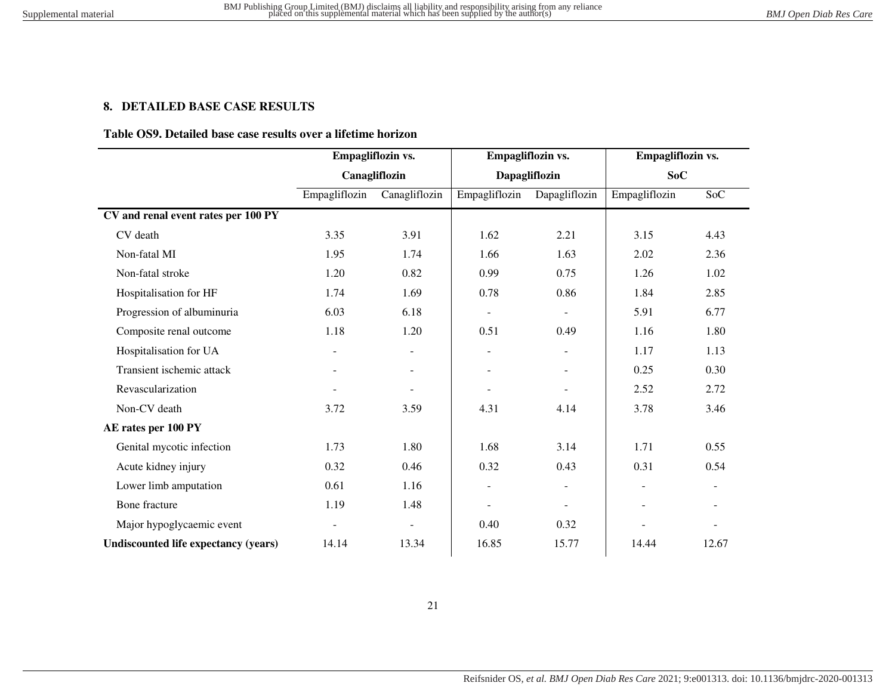## 8. DETAILED BASE CASE RESULTS

**Table OS9. Detailed base case results over a lifetime horizon**

| | Empagliflozin vs. Canagliflozin | | Empagliflozin vs. Dapagliflozin | | Empagliflozin vs. SoC | |
|---|---|---|---|---|---|---|
| | Empagliflozin | Canagliflozin | Empagliflozin | Dapagliflozin | Empagliflozin | SoC |
| **CV and renal event rates per 100 PY** | | | | | | |
| CV death | 3.35 | 3.91 | 1.62 | 2.21 | 3.15 | 4.43 |
| Non-fatal MI | 1.95 | 1.74 | 1.66 | 1.63 | 2.02 | 2.36 |
| Non-fatal stroke | 1.20 | 0.82 | 0.99 | 0.75 | 1.26 | 1.02 |
| Hospitalisation for HF | 1.74 | 1.69 | 0.78 | 0.86 | 1.84 | 2.85 |
| Progression of albuminuria | 6.03 | 6.18 | - | - | 5.91 | 6.77 |
| Composite renal outcome | 1.18 | 1.20 | 0.51 | 0.49 | 1.16 | 1.80 |
| Hospitalisation for UA | - | - | - | - | 1.17 | 1.13 |
| Transient ischemic attack | - | - | - | - | 0.25 | 0.30 |
| Revascularization | - | - | - | - | 2.52 | 2.72 |
| Non-CV death | 3.72 | 3.59 | 4.31 | 4.14 | 3.78 | 3.46 |
| **AE rates per 100 PY** | | | | | | |
| Genital mycotic infection | 1.73 | 1.80 | 1.68 | 3.14 | 1.71 | 0.55 |
| Acute kidney injury | 0.32 | 0.46 | 0.32 | 0.43 | 0.31 | 0.54 |
| Lower limb amputation | 0.61 | 1.16 | - | - | - | - |
| Bone fracture | 1.19 | 1.48 | - | - | - | - |
| Major hypoglycaemic event | - | - | 0.40 | 0.32 | - | - |
| **Undiscounted life expectancy (years)** | 14.14 | 13.34 | 16.85 | 15.77 | 14.44 | 12.67 |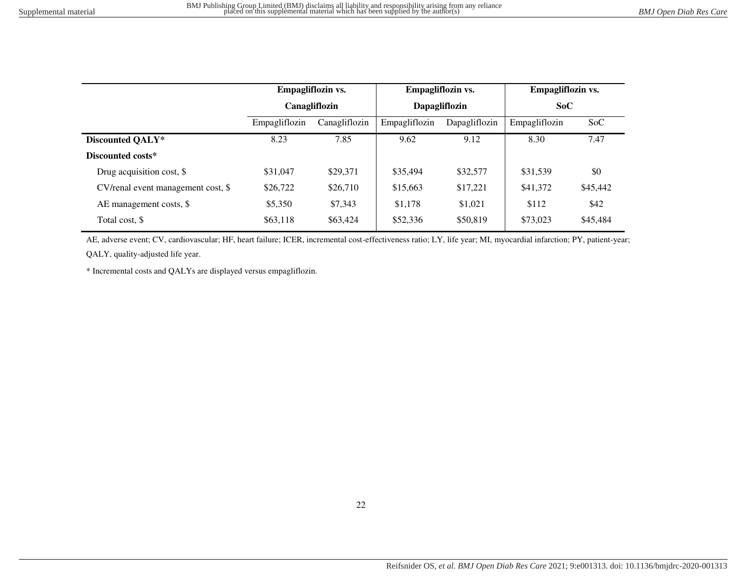| | Empagliflozin vs. Canagliflozin | | Empagliflozin vs. Dapagliflozin | | Empagliflozin vs. SoC | |
|---|---|---|---|---|---|---|
| | Empagliflozin | Canagliflozin | Empagliflozin | Dapagliflozin | Empagliflozin | SoC |
| **Discounted QALY*** | 8.23 | 7.85 | 9.62 | 9.12 | 8.30 | 7.47 |
| **Discounted costs*** | | | | | | |
| Drug acquisition cost, $ | $31,047 | $29,371 | $35,494 | $32,577 | $31,539 | $0 |
| CV/renal event management cost, $ | $26,722 | $26,710 | $15,663 | $17,221 | $41,372 | $45,442 |
| AE management costs, $ | $5,350 | $7,343 | $1,178 | $1,021 | $112 | $42 |
| Total cost, $ | $63,118 | $63,424 | $52,336 | $50,819 | $73,023 | $45,484 |

AE, adverse event; CV, cardiovascular; HF, heart failure; ICER, incremental cost-effectiveness ratio; LY, life year; MI, myocardial infarction; PY, patient-year; QALY, quality-adjusted life year.

* Incremental costs and QALYs are displayed versus empagliflozin.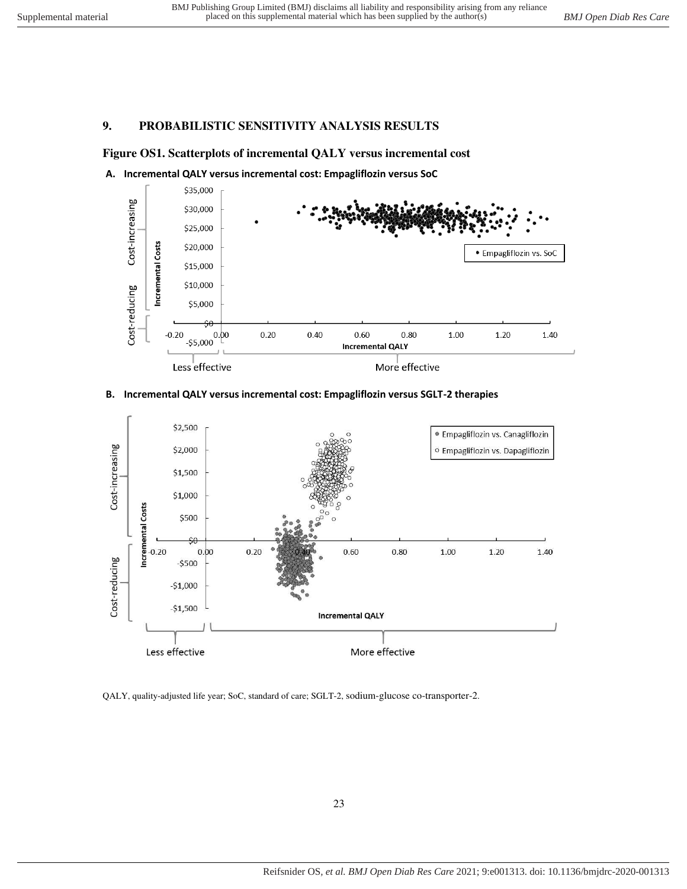## 9. PROBABILISTIC SENSITIVITY ANALYSIS RESULTS

### Figure OS1. Scatterplots of incremental QALY versus incremental cost

**A. Incremental QALY versus incremental cost: Empagliflozin versus SoC**

**B. Incremental QALY versus incremental cost: Empagliflozin versus SGLT-2 therapies**

QALY, quality-adjusted life year; SoC, standard of care; SGLT-2, sodium-glucose co-transporter-2.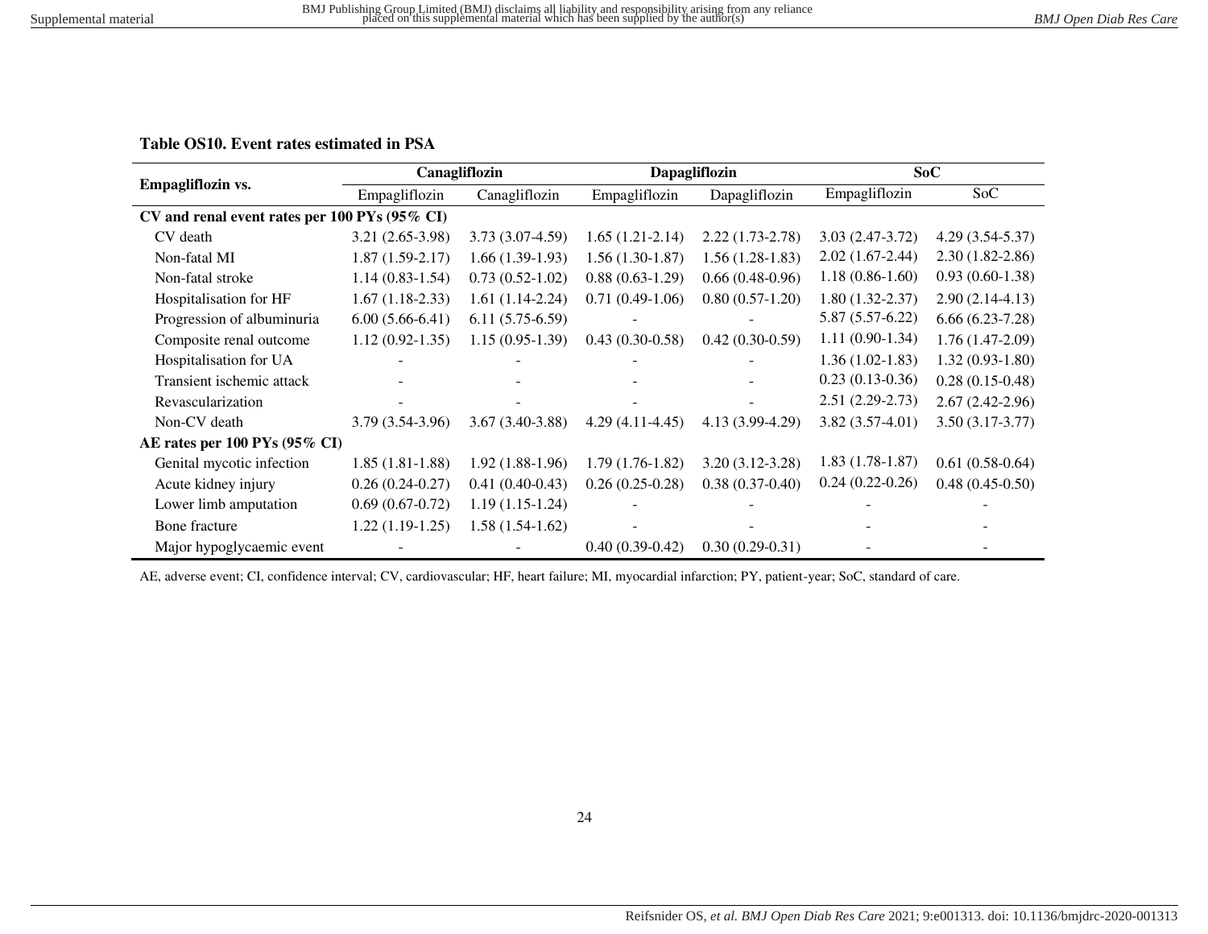**Table OS10. Event rates estimated in PSA**

| Empagliflozin vs. | Canagliflozin | | Dapagliflozin | | SoC | |
|---|---|---|---|---|---|---|
| | Empagliflozin | Canagliflozin | Empagliflozin | Dapagliflozin | Empagliflozin | SoC |
| **CV and renal event rates per 100 PYs (95% CI)** | | | | | | |
| CV death | 3.21 (2.65-3.98) | 3.73 (3.07-4.59) | 1.65 (1.21-2.14) | 2.22 (1.73-2.78) | 3.03 (2.47-3.72) | 4.29 (3.54-5.37) |
| Non-fatal MI | 1.87 (1.59-2.17) | 1.66 (1.39-1.93) | 1.56 (1.30-1.87) | 1.56 (1.28-1.83) | 2.02 (1.67-2.44) | 2.30 (1.82-2.86) |
| Non-fatal stroke | 1.14 (0.83-1.54) | 0.73 (0.52-1.02) | 0.88 (0.63-1.29) | 0.66 (0.48-0.96) | 1.18 (0.86-1.60) | 0.93 (0.60-1.38) |
| Hospitalisation for HF | 1.67 (1.18-2.33) | 1.61 (1.14-2.24) | 0.71 (0.49-1.06) | 0.80 (0.57-1.20) | 1.80 (1.32-2.37) | 2.90 (2.14-4.13) |
| Progression of albuminuria | 6.00 (5.66-6.41) | 6.11 (5.75-6.59) | - | - | 5.87 (5.57-6.22) | 6.66 (6.23-7.28) |
| Composite renal outcome | 1.12 (0.92-1.35) | 1.15 (0.95-1.39) | 0.43 (0.30-0.58) | 0.42 (0.30-0.59) | 1.11 (0.90-1.34) | 1.76 (1.47-2.09) |
| Hospitalisation for UA | - | - | - | - | 1.36 (1.02-1.83) | 1.32 (0.93-1.80) |
| Transient ischemic attack | - | - | - | - | 0.23 (0.13-0.36) | 0.28 (0.15-0.48) |
| Revascularization | - | - | - | - | 2.51 (2.29-2.73) | 2.67 (2.42-2.96) |
| Non-CV death | 3.79 (3.54-3.96) | 3.67 (3.40-3.88) | 4.29 (4.11-4.45) | 4.13 (3.99-4.29) | 3.82 (3.57-4.01) | 3.50 (3.17-3.77) |
| **AE rates per 100 PYs (95% CI)** | | | | | | |
| Genital mycotic infection | 1.85 (1.81-1.88) | 1.92 (1.88-1.96) | 1.79 (1.76-1.82) | 3.20 (3.12-3.28) | 1.83 (1.78-1.87) | 0.61 (0.58-0.64) |
| Acute kidney injury | 0.26 (0.24-0.27) | 0.41 (0.40-0.43) | 0.26 (0.25-0.28) | 0.38 (0.37-0.40) | 0.24 (0.22-0.26) | 0.48 (0.45-0.50) |
| Lower limb amputation | 0.69 (0.67-0.72) | 1.19 (1.15-1.24) | - | - | - | - |
| Bone fracture | 1.22 (1.19-1.25) | 1.58 (1.54-1.62) | - | - | - | - |
| Major hypoglycaemic event | - | - | 0.40 (0.39-0.42) | 0.30 (0.29-0.31) | - | - |

AE, adverse event; CI, confidence interval; CV, cardiovascular; HF, heart failure; MI, myocardial infarction; PY, patient-year; SoC, standard of care.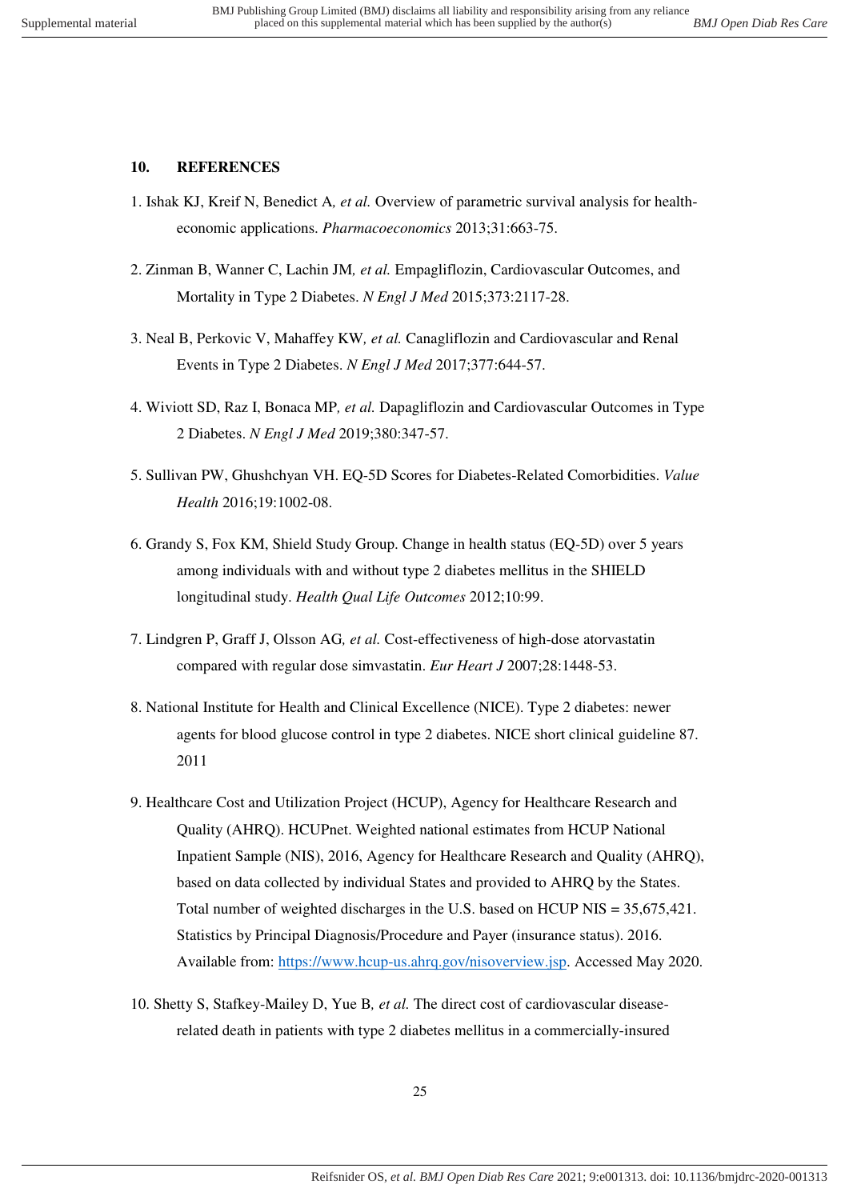## 10. REFERENCES

1. Ishak KJ, Kreif N, Benedict A*, et al.* Overview of parametric survival analysis for health-economic applications. *Pharmacoeconomics* 2013;31:663-75.

2. Zinman B, Wanner C, Lachin JM*, et al.* Empagliflozin, Cardiovascular Outcomes, and Mortality in Type 2 Diabetes. *N Engl J Med* 2015;373:2117-28.

3. Neal B, Perkovic V, Mahaffey KW*, et al.* Canagliflozin and Cardiovascular and Renal Events in Type 2 Diabetes. *N Engl J Med* 2017;377:644-57.

4. Wiviott SD, Raz I, Bonaca MP*, et al.* Dapagliflozin and Cardiovascular Outcomes in Type 2 Diabetes. *N Engl J Med* 2019;380:347-57.

5. Sullivan PW, Ghushchyan VH. EQ-5D Scores for Diabetes-Related Comorbidities. *Value Health* 2016;19:1002-08.

6. Grandy S, Fox KM, Shield Study Group. Change in health status (EQ-5D) over 5 years among individuals with and without type 2 diabetes mellitus in the SHIELD longitudinal study. *Health Qual Life Outcomes* 2012;10:99.

7. Lindgren P, Graff J, Olsson AG*, et al.* Cost-effectiveness of high-dose atorvastatin compared with regular dose simvastatin. *Eur Heart J* 2007;28:1448-53.

8. National Institute for Health and Clinical Excellence (NICE). Type 2 diabetes: newer agents for blood glucose control in type 2 diabetes. NICE short clinical guideline 87. 2011

9. Healthcare Cost and Utilization Project (HCUP), Agency for Healthcare Research and Quality (AHRQ). HCUPnet. Weighted national estimates from HCUP National Inpatient Sample (NIS), 2016, Agency for Healthcare Research and Quality (AHRQ), based on data collected by individual States and provided to AHRQ by the States. Total number of weighted discharges in the U.S. based on HCUP NIS = 35,675,421. Statistics by Principal Diagnosis/Procedure and Payer (insurance status). 2016. Available from: https://www.hcup-us.ahrq.gov/nisoverview.jsp. Accessed May 2020.

10. Shetty S, Stafkey-Mailey D, Yue B*, et al.* The direct cost of cardiovascular disease-related death in patients with type 2 diabetes mellitus in a commercially-insured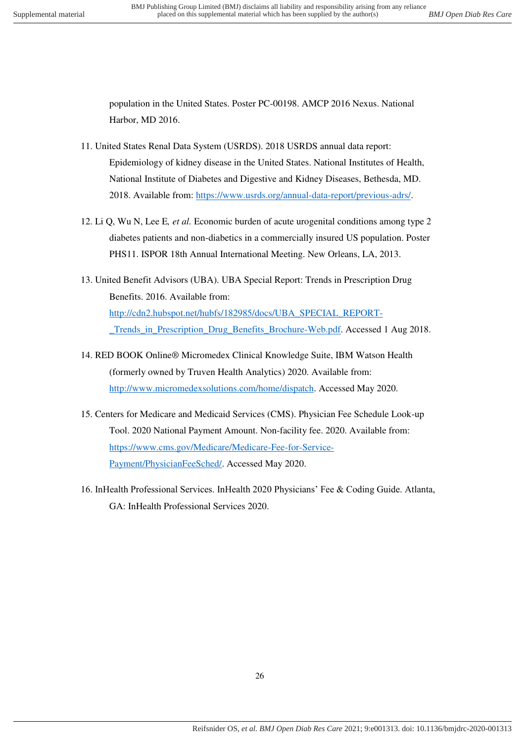population in the United States. Poster PC-00198. AMCP 2016 Nexus. National Harbor, MD 2016.

11. United States Renal Data System (USRDS). 2018 USRDS annual data report: Epidemiology of kidney disease in the United States. National Institutes of Health, National Institute of Diabetes and Digestive and Kidney Diseases, Bethesda, MD. 2018. Available from: https://www.usrds.org/annual-data-report/previous-adrs/.

12. Li Q, Wu N, Lee E*, et al.* Economic burden of acute urogenital conditions among type 2 diabetes patients and non-diabetics in a commercially insured US population. Poster PHS11. ISPOR 18th Annual International Meeting. New Orleans, LA, 2013.

13. United Benefit Advisors (UBA). UBA Special Report: Trends in Prescription Drug Benefits. 2016. Available from: http://cdn2.hubspot.net/hubfs/182985/docs/UBA_SPECIAL_REPORT-_Trends_in_Prescription_Drug_Benefits_Brochure-Web.pdf. Accessed 1 Aug 2018.

14. RED BOOK Online® Micromedex Clinical Knowledge Suite, IBM Watson Health (formerly owned by Truven Health Analytics) 2020. Available from: http://www.micromedexsolutions.com/home/dispatch. Accessed May 2020.

15. Centers for Medicare and Medicaid Services (CMS). Physician Fee Schedule Look-up Tool. 2020 National Payment Amount. Non-facility fee. 2020. Available from: https://www.cms.gov/Medicare/Medicare-Fee-for-Service-Payment/PhysicianFeeSched/. Accessed May 2020.

16. InHealth Professional Services. InHealth 2020 Physicians' Fee & Coding Guide. Atlanta, GA: InHealth Professional Services 2020.